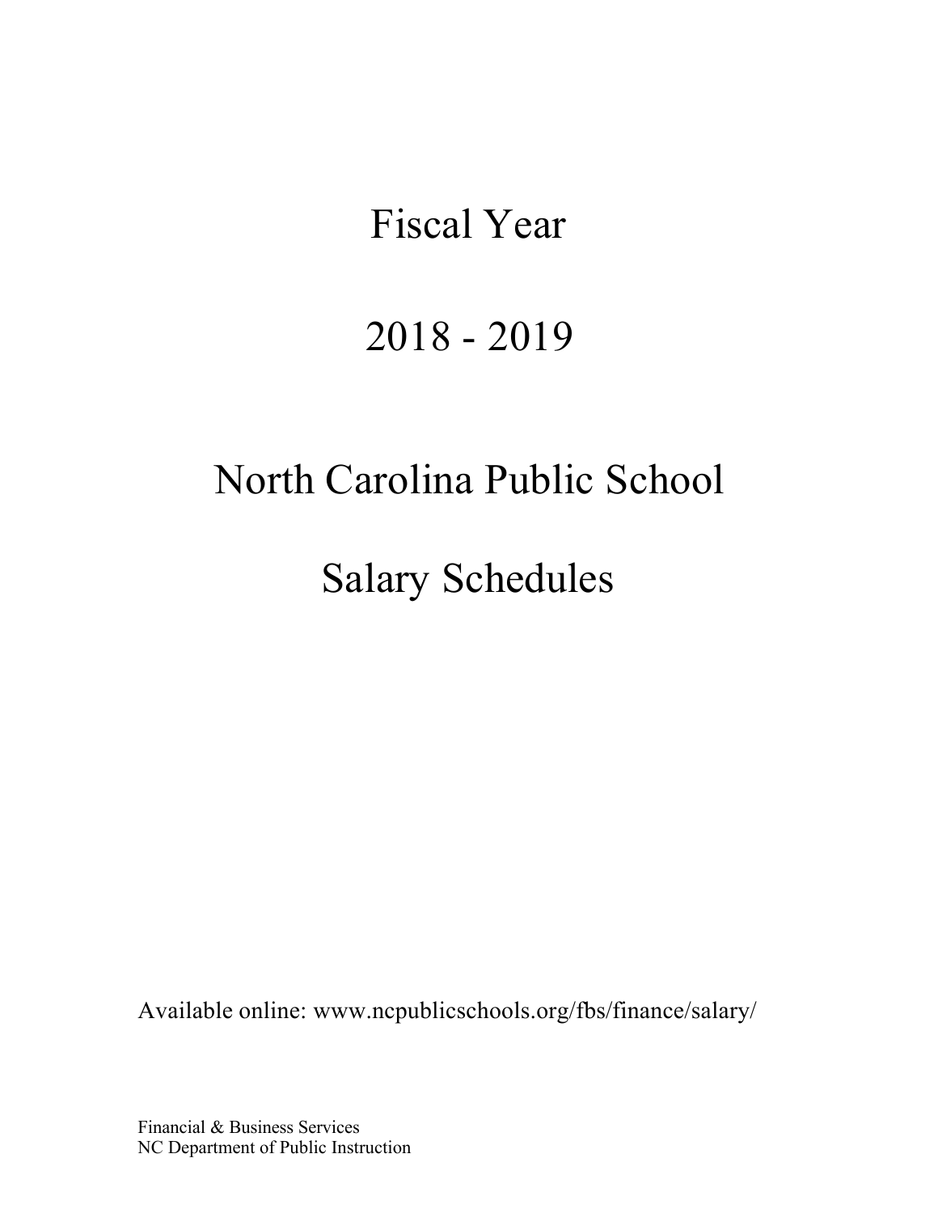# Fiscal Year

# 2018 - 2019

# North Carolina Public School

# Salary Schedules

Available online: www.ncpublicschools.org/fbs/finance/salary/

Financial & Business Services
NC Department of Public Instruction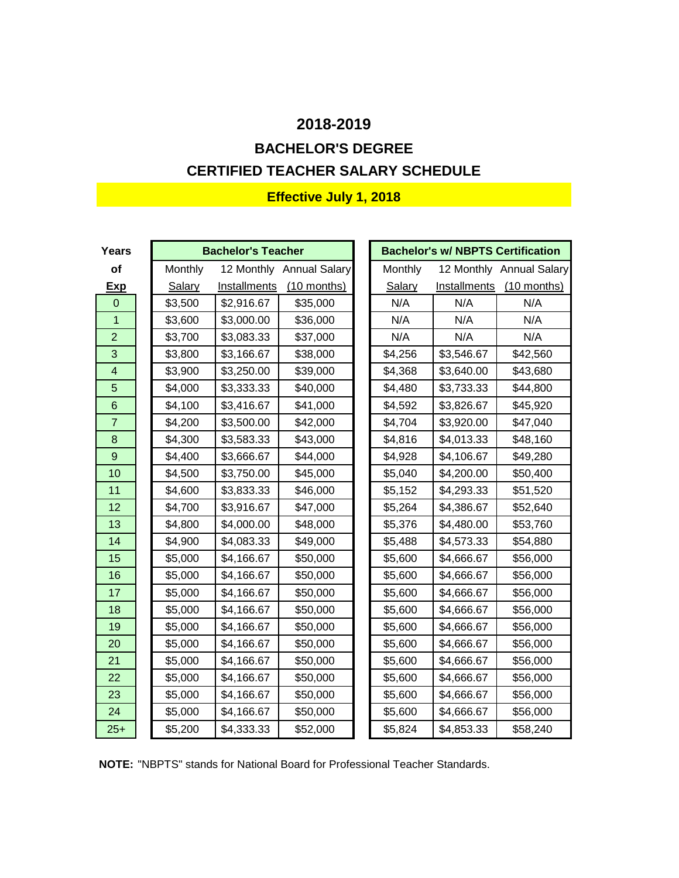# 2018-2019

## BACHELOR'S DEGREE

## CERTIFIED TEACHER SALARY SCHEDULE

**Effective July 1, 2018**

| Years of Exp | Bachelor's Teacher | | | Bachelor's w/ NBPTS Certification | | |
|---|---|---|---|---|---|---|
| | Monthly Salary | 12 Monthly Installments | Annual Salary (10 months) | Monthly Salary | 12 Monthly Installments | Annual Salary (10 months) |
| 0 | $3,500 | $2,916.67 | $35,000 | N/A | N/A | N/A |
| 1 | $3,600 | $3,000.00 | $36,000 | N/A | N/A | N/A |
| 2 | $3,700 | $3,083.33 | $37,000 | N/A | N/A | N/A |
| 3 | $3,800 | $3,166.67 | $38,000 | $4,256 | $3,546.67 | $42,560 |
| 4 | $3,900 | $3,250.00 | $39,000 | $4,368 | $3,640.00 | $43,680 |
| 5 | $4,000 | $3,333.33 | $40,000 | $4,480 | $3,733.33 | $44,800 |
| 6 | $4,100 | $3,416.67 | $41,000 | $4,592 | $3,826.67 | $45,920 |
| 7 | $4,200 | $3,500.00 | $42,000 | $4,704 | $3,920.00 | $47,040 |
| 8 | $4,300 | $3,583.33 | $43,000 | $4,816 | $4,013.33 | $48,160 |
| 9 | $4,400 | $3,666.67 | $44,000 | $4,928 | $4,106.67 | $49,280 |
| 10 | $4,500 | $3,750.00 | $45,000 | $5,040 | $4,200.00 | $50,400 |
| 11 | $4,600 | $3,833.33 | $46,000 | $5,152 | $4,293.33 | $51,520 |
| 12 | $4,700 | $3,916.67 | $47,000 | $5,264 | $4,386.67 | $52,640 |
| 13 | $4,800 | $4,000.00 | $48,000 | $5,376 | $4,480.00 | $53,760 |
| 14 | $4,900 | $4,083.33 | $49,000 | $5,488 | $4,573.33 | $54,880 |
| 15 | $5,000 | $4,166.67 | $50,000 | $5,600 | $4,666.67 | $56,000 |
| 16 | $5,000 | $4,166.67 | $50,000 | $5,600 | $4,666.67 | $56,000 |
| 17 | $5,000 | $4,166.67 | $50,000 | $5,600 | $4,666.67 | $56,000 |
| 18 | $5,000 | $4,166.67 | $50,000 | $5,600 | $4,666.67 | $56,000 |
| 19 | $5,000 | $4,166.67 | $50,000 | $5,600 | $4,666.67 | $56,000 |
| 20 | $5,000 | $4,166.67 | $50,000 | $5,600 | $4,666.67 | $56,000 |
| 21 | $5,000 | $4,166.67 | $50,000 | $5,600 | $4,666.67 | $56,000 |
| 22 | $5,000 | $4,166.67 | $50,000 | $5,600 | $4,666.67 | $56,000 |
| 23 | $5,000 | $4,166.67 | $50,000 | $5,600 | $4,666.67 | $56,000 |
| 24 | $5,000 | $4,166.67 | $50,000 | $5,600 | $4,666.67 | $56,000 |
| 25+ | $5,200 | $4,333.33 | $52,000 | $5,824 | $4,853.33 | $58,240 |

**NOTE:** "NBPTS" stands for National Board for Professional Teacher Standards.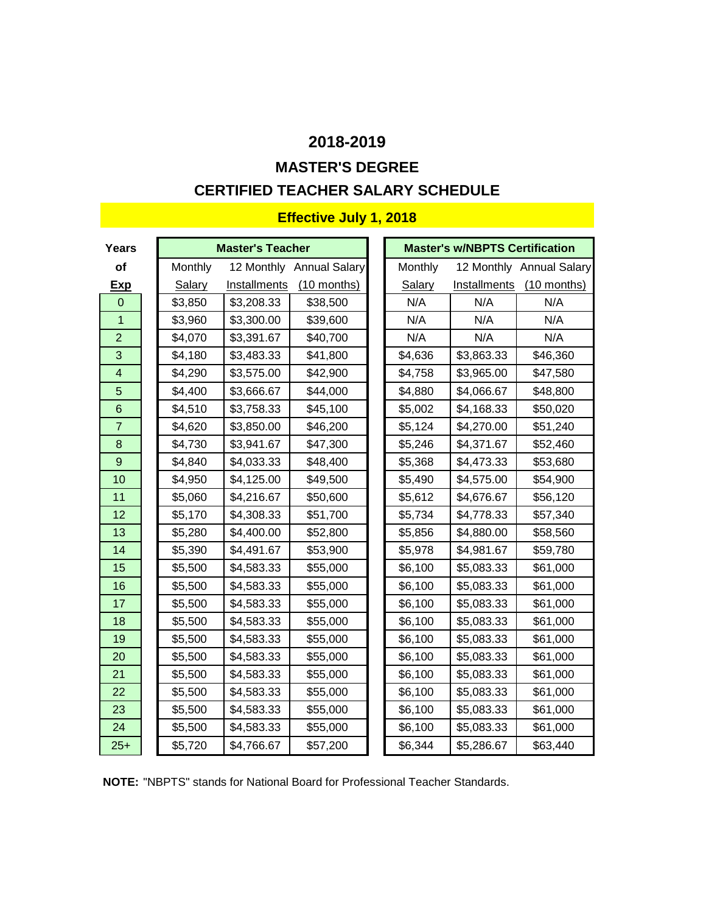# 2018-2019

## MASTER'S DEGREE

## CERTIFIED TEACHER SALARY SCHEDULE

**Effective July 1, 2018**

| Years of Exp | Master's Teacher | | | Master's w/NBPTS Certification | | |
|---|---|---|---|---|---|---|
| | Monthly Salary | 12 Monthly Installments | Annual Salary (10 months) | Monthly Salary | 12 Monthly Installments | Annual Salary (10 months) |
| 0 | $3,850 | $3,208.33 | $38,500 | N/A | N/A | N/A |
| 1 | $3,960 | $3,300.00 | $39,600 | N/A | N/A | N/A |
| 2 | $4,070 | $3,391.67 | $40,700 | N/A | N/A | N/A |
| 3 | $4,180 | $3,483.33 | $41,800 | $4,636 | $3,863.33 | $46,360 |
| 4 | $4,290 | $3,575.00 | $42,900 | $4,758 | $3,965.00 | $47,580 |
| 5 | $4,400 | $3,666.67 | $44,000 | $4,880 | $4,066.67 | $48,800 |
| 6 | $4,510 | $3,758.33 | $45,100 | $5,002 | $4,168.33 | $50,020 |
| 7 | $4,620 | $3,850.00 | $46,200 | $5,124 | $4,270.00 | $51,240 |
| 8 | $4,730 | $3,941.67 | $47,300 | $5,246 | $4,371.67 | $52,460 |
| 9 | $4,840 | $4,033.33 | $48,400 | $5,368 | $4,473.33 | $53,680 |
| 10 | $4,950 | $4,125.00 | $49,500 | $5,490 | $4,575.00 | $54,900 |
| 11 | $5,060 | $4,216.67 | $50,600 | $5,612 | $4,676.67 | $56,120 |
| 12 | $5,170 | $4,308.33 | $51,700 | $5,734 | $4,778.33 | $57,340 |
| 13 | $5,280 | $4,400.00 | $52,800 | $5,856 | $4,880.00 | $58,560 |
| 14 | $5,390 | $4,491.67 | $53,900 | $5,978 | $4,981.67 | $59,780 |
| 15 | $5,500 | $4,583.33 | $55,000 | $6,100 | $5,083.33 | $61,000 |
| 16 | $5,500 | $4,583.33 | $55,000 | $6,100 | $5,083.33 | $61,000 |
| 17 | $5,500 | $4,583.33 | $55,000 | $6,100 | $5,083.33 | $61,000 |
| 18 | $5,500 | $4,583.33 | $55,000 | $6,100 | $5,083.33 | $61,000 |
| 19 | $5,500 | $4,583.33 | $55,000 | $6,100 | $5,083.33 | $61,000 |
| 20 | $5,500 | $4,583.33 | $55,000 | $6,100 | $5,083.33 | $61,000 |
| 21 | $5,500 | $4,583.33 | $55,000 | $6,100 | $5,083.33 | $61,000 |
| 22 | $5,500 | $4,583.33 | $55,000 | $6,100 | $5,083.33 | $61,000 |
| 23 | $5,500 | $4,583.33 | $55,000 | $6,100 | $5,083.33 | $61,000 |
| 24 | $5,500 | $4,583.33 | $55,000 | $6,100 | $5,083.33 | $61,000 |
| 25+ | $5,720 | $4,766.67 | $57,200 | $6,344 | $5,286.67 | $63,440 |

**NOTE:** "NBPTS" stands for National Board for Professional Teacher Standards.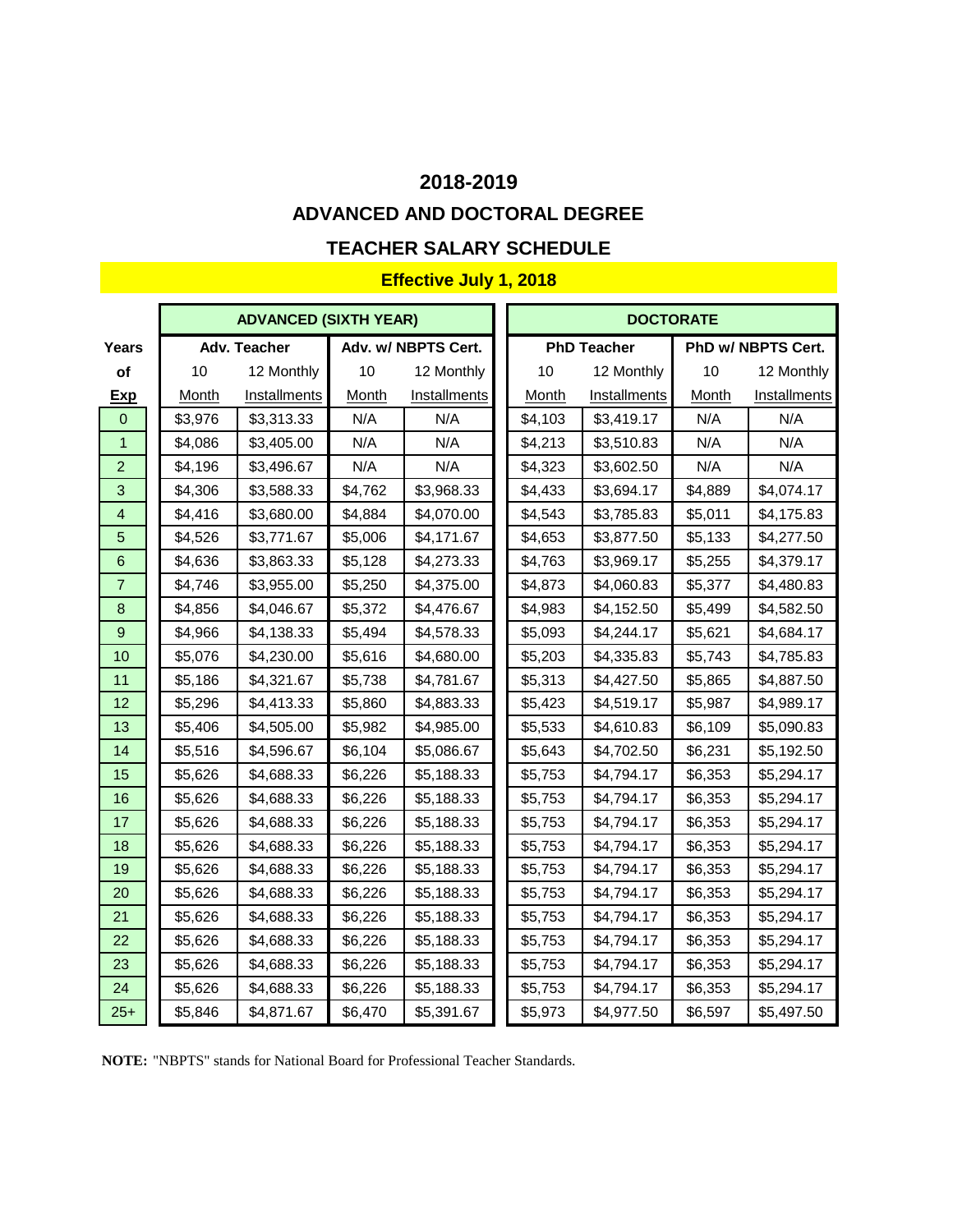## 2018-2019

## ADVANCED AND DOCTORAL DEGREE

## TEACHER SALARY SCHEDULE

**Effective July 1, 2018**

| Years of Exp | ADVANCED (SIXTH YEAR) | | | | DOCTORATE | | | |
|---|---|---|---|---|---|---|---|---|
| | Adv. Teacher | | Adv. w/ NBPTS Cert. | | PhD Teacher | | PhD w/ NBPTS Cert. | |
| | 10 Month | 12 Monthly Installments | 10 Month | 12 Monthly Installments | 10 Month | 12 Monthly Installments | 10 Month | 12 Monthly Installments |
| 0 | $3,976 | $3,313.33 | N/A | N/A | $4,103 | $3,419.17 | N/A | N/A |
| 1 | $4,086 | $3,405.00 | N/A | N/A | $4,213 | $3,510.83 | N/A | N/A |
| 2 | $4,196 | $3,496.67 | N/A | N/A | $4,323 | $3,602.50 | N/A | N/A |
| 3 | $4,306 | $3,588.33 | $4,762 | $3,968.33 | $4,433 | $3,694.17 | $4,889 | $4,074.17 |
| 4 | $4,416 | $3,680.00 | $4,884 | $4,070.00 | $4,543 | $3,785.83 | $5,011 | $4,175.83 |
| 5 | $4,526 | $3,771.67 | $5,006 | $4,171.67 | $4,653 | $3,877.50 | $5,133 | $4,277.50 |
| 6 | $4,636 | $3,863.33 | $5,128 | $4,273.33 | $4,763 | $3,969.17 | $5,255 | $4,379.17 |
| 7 | $4,746 | $3,955.00 | $5,250 | $4,375.00 | $4,873 | $4,060.83 | $5,377 | $4,480.83 |
| 8 | $4,856 | $4,046.67 | $5,372 | $4,476.67 | $4,983 | $4,152.50 | $5,499 | $4,582.50 |
| 9 | $4,966 | $4,138.33 | $5,494 | $4,578.33 | $5,093 | $4,244.17 | $5,621 | $4,684.17 |
| 10 | $5,076 | $4,230.00 | $5,616 | $4,680.00 | $5,203 | $4,335.83 | $5,743 | $4,785.83 |
| 11 | $5,186 | $4,321.67 | $5,738 | $4,781.67 | $5,313 | $4,427.50 | $5,865 | $4,887.50 |
| 12 | $5,296 | $4,413.33 | $5,860 | $4,883.33 | $5,423 | $4,519.17 | $5,987 | $4,989.17 |
| 13 | $5,406 | $4,505.00 | $5,982 | $4,985.00 | $5,533 | $4,610.83 | $6,109 | $5,090.83 |
| 14 | $5,516 | $4,596.67 | $6,104 | $5,086.67 | $5,643 | $4,702.50 | $6,231 | $5,192.50 |
| 15 | $5,626 | $4,688.33 | $6,226 | $5,188.33 | $5,753 | $4,794.17 | $6,353 | $5,294.17 |
| 16 | $5,626 | $4,688.33 | $6,226 | $5,188.33 | $5,753 | $4,794.17 | $6,353 | $5,294.17 |
| 17 | $5,626 | $4,688.33 | $6,226 | $5,188.33 | $5,753 | $4,794.17 | $6,353 | $5,294.17 |
| 18 | $5,626 | $4,688.33 | $6,226 | $5,188.33 | $5,753 | $4,794.17 | $6,353 | $5,294.17 |
| 19 | $5,626 | $4,688.33 | $6,226 | $5,188.33 | $5,753 | $4,794.17 | $6,353 | $5,294.17 |
| 20 | $5,626 | $4,688.33 | $6,226 | $5,188.33 | $5,753 | $4,794.17 | $6,353 | $5,294.17 |
| 21 | $5,626 | $4,688.33 | $6,226 | $5,188.33 | $5,753 | $4,794.17 | $6,353 | $5,294.17 |
| 22 | $5,626 | $4,688.33 | $6,226 | $5,188.33 | $5,753 | $4,794.17 | $6,353 | $5,294.17 |
| 23 | $5,626 | $4,688.33 | $6,226 | $5,188.33 | $5,753 | $4,794.17 | $6,353 | $5,294.17 |
| 24 | $5,626 | $4,688.33 | $6,226 | $5,188.33 | $5,753 | $4,794.17 | $6,353 | $5,294.17 |
| 25+ | $5,846 | $4,871.67 | $6,470 | $5,391.67 | $5,973 | $4,977.50 | $6,597 | $5,497.50 |

**NOTE:** "NBPTS" stands for National Board for Professional Teacher Standards.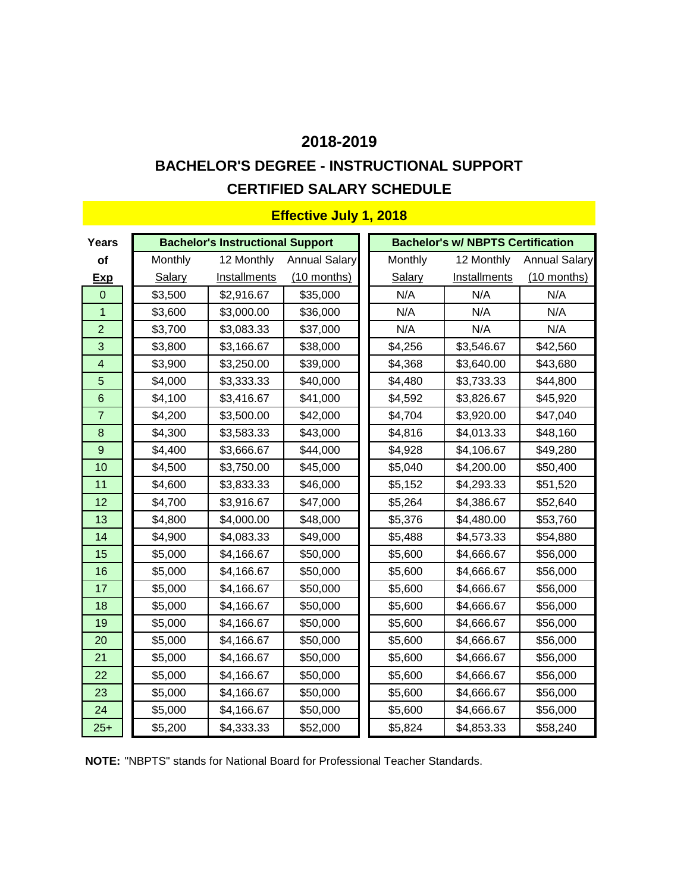# 2018-2019

## BACHELOR'S DEGREE - INSTRUCTIONAL SUPPORT

## CERTIFIED SALARY SCHEDULE

**Effective July 1, 2018**

| Years of Exp | Bachelor's Instructional Support | | | Bachelor's w/ NBPTS Certification | | |
|---|---|---|---|---|---|---|
| | Monthly Salary | 12 Monthly Installments | Annual Salary (10 months) | Monthly Salary | 12 Monthly Installments | Annual Salary (10 months) |
| 0 | $3,500 | $2,916.67 | $35,000 | N/A | N/A | N/A |
| 1 | $3,600 | $3,000.00 | $36,000 | N/A | N/A | N/A |
| 2 | $3,700 | $3,083.33 | $37,000 | N/A | N/A | N/A |
| 3 | $3,800 | $3,166.67 | $38,000 | $4,256 | $3,546.67 | $42,560 |
| 4 | $3,900 | $3,250.00 | $39,000 | $4,368 | $3,640.00 | $43,680 |
| 5 | $4,000 | $3,333.33 | $40,000 | $4,480 | $3,733.33 | $44,800 |
| 6 | $4,100 | $3,416.67 | $41,000 | $4,592 | $3,826.67 | $45,920 |
| 7 | $4,200 | $3,500.00 | $42,000 | $4,704 | $3,920.00 | $47,040 |
| 8 | $4,300 | $3,583.33 | $43,000 | $4,816 | $4,013.33 | $48,160 |
| 9 | $4,400 | $3,666.67 | $44,000 | $4,928 | $4,106.67 | $49,280 |
| 10 | $4,500 | $3,750.00 | $45,000 | $5,040 | $4,200.00 | $50,400 |
| 11 | $4,600 | $3,833.33 | $46,000 | $5,152 | $4,293.33 | $51,520 |
| 12 | $4,700 | $3,916.67 | $47,000 | $5,264 | $4,386.67 | $52,640 |
| 13 | $4,800 | $4,000.00 | $48,000 | $5,376 | $4,480.00 | $53,760 |
| 14 | $4,900 | $4,083.33 | $49,000 | $5,488 | $4,573.33 | $54,880 |
| 15 | $5,000 | $4,166.67 | $50,000 | $5,600 | $4,666.67 | $56,000 |
| 16 | $5,000 | $4,166.67 | $50,000 | $5,600 | $4,666.67 | $56,000 |
| 17 | $5,000 | $4,166.67 | $50,000 | $5,600 | $4,666.67 | $56,000 |
| 18 | $5,000 | $4,166.67 | $50,000 | $5,600 | $4,666.67 | $56,000 |
| 19 | $5,000 | $4,166.67 | $50,000 | $5,600 | $4,666.67 | $56,000 |
| 20 | $5,000 | $4,166.67 | $50,000 | $5,600 | $4,666.67 | $56,000 |
| 21 | $5,000 | $4,166.67 | $50,000 | $5,600 | $4,666.67 | $56,000 |
| 22 | $5,000 | $4,166.67 | $50,000 | $5,600 | $4,666.67 | $56,000 |
| 23 | $5,000 | $4,166.67 | $50,000 | $5,600 | $4,666.67 | $56,000 |
| 24 | $5,000 | $4,166.67 | $50,000 | $5,600 | $4,666.67 | $56,000 |
| 25+ | $5,200 | $4,333.33 | $52,000 | $5,824 | $4,853.33 | $58,240 |

**NOTE:** "NBPTS" stands for National Board for Professional Teacher Standards.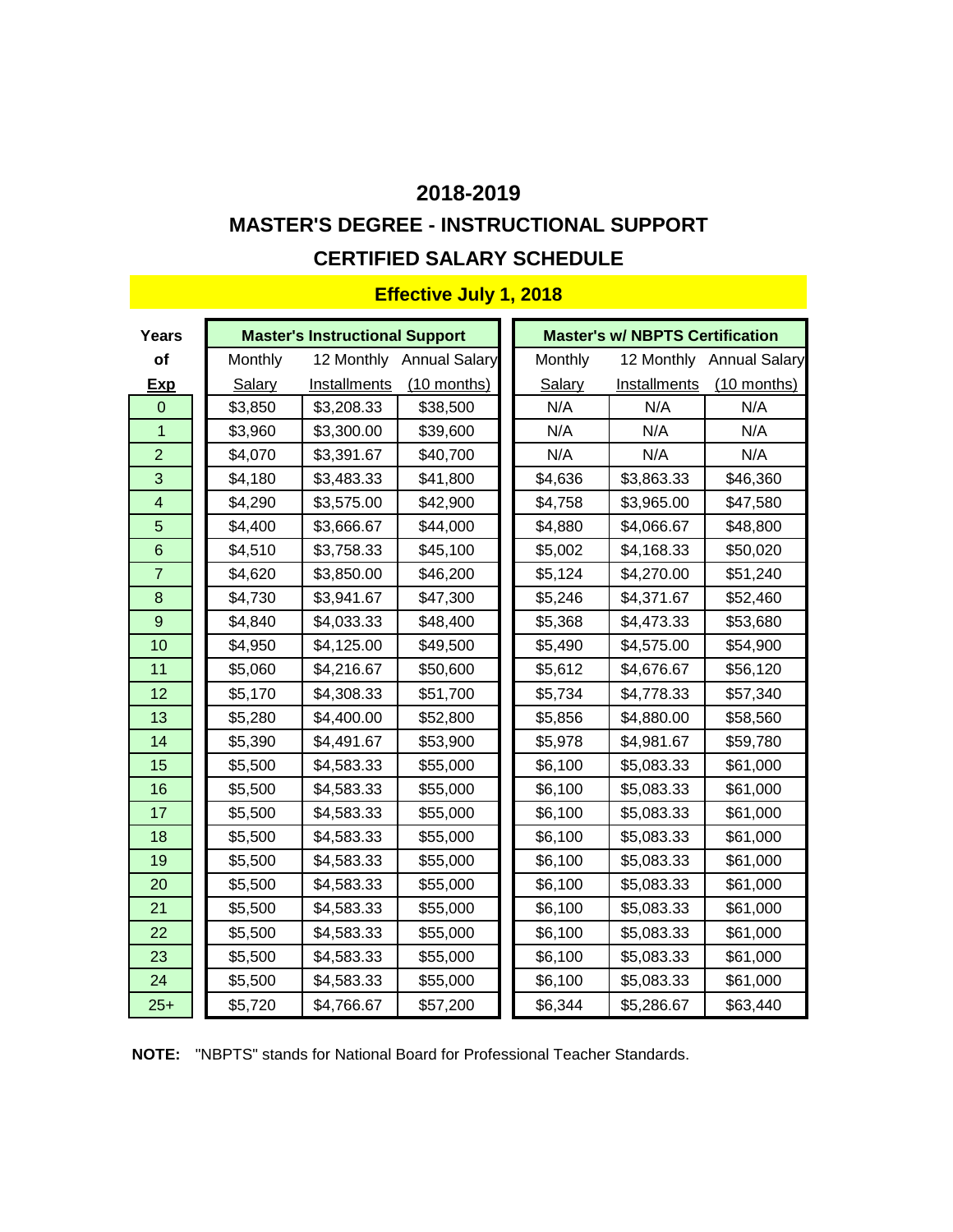# 2018-2019

## MASTER'S DEGREE - INSTRUCTIONAL SUPPORT

## CERTIFIED SALARY SCHEDULE

**Effective July 1, 2018**

| Years of Exp | Master's Instructional Support | | | Master's w/ NBPTS Certification | | |
|---|---|---|---|---|---|---|
| | Monthly Salary | 12 Monthly Installments | Annual Salary (10 months) | Monthly Salary | 12 Monthly Installments | Annual Salary (10 months) |
| 0 | $3,850 | $3,208.33 | $38,500 | N/A | N/A | N/A |
| 1 | $3,960 | $3,300.00 | $39,600 | N/A | N/A | N/A |
| 2 | $4,070 | $3,391.67 | $40,700 | N/A | N/A | N/A |
| 3 | $4,180 | $3,483.33 | $41,800 | $4,636 | $3,863.33 | $46,360 |
| 4 | $4,290 | $3,575.00 | $42,900 | $4,758 | $3,965.00 | $47,580 |
| 5 | $4,400 | $3,666.67 | $44,000 | $4,880 | $4,066.67 | $48,800 |
| 6 | $4,510 | $3,758.33 | $45,100 | $5,002 | $4,168.33 | $50,020 |
| 7 | $4,620 | $3,850.00 | $46,200 | $5,124 | $4,270.00 | $51,240 |
| 8 | $4,730 | $3,941.67 | $47,300 | $5,246 | $4,371.67 | $52,460 |
| 9 | $4,840 | $4,033.33 | $48,400 | $5,368 | $4,473.33 | $53,680 |
| 10 | $4,950 | $4,125.00 | $49,500 | $5,490 | $4,575.00 | $54,900 |
| 11 | $5,060 | $4,216.67 | $50,600 | $5,612 | $4,676.67 | $56,120 |
| 12 | $5,170 | $4,308.33 | $51,700 | $5,734 | $4,778.33 | $57,340 |
| 13 | $5,280 | $4,400.00 | $52,800 | $5,856 | $4,880.00 | $58,560 |
| 14 | $5,390 | $4,491.67 | $53,900 | $5,978 | $4,981.67 | $59,780 |
| 15 | $5,500 | $4,583.33 | $55,000 | $6,100 | $5,083.33 | $61,000 |
| 16 | $5,500 | $4,583.33 | $55,000 | $6,100 | $5,083.33 | $61,000 |
| 17 | $5,500 | $4,583.33 | $55,000 | $6,100 | $5,083.33 | $61,000 |
| 18 | $5,500 | $4,583.33 | $55,000 | $6,100 | $5,083.33 | $61,000 |
| 19 | $5,500 | $4,583.33 | $55,000 | $6,100 | $5,083.33 | $61,000 |
| 20 | $5,500 | $4,583.33 | $55,000 | $6,100 | $5,083.33 | $61,000 |
| 21 | $5,500 | $4,583.33 | $55,000 | $6,100 | $5,083.33 | $61,000 |
| 22 | $5,500 | $4,583.33 | $55,000 | $6,100 | $5,083.33 | $61,000 |
| 23 | $5,500 | $4,583.33 | $55,000 | $6,100 | $5,083.33 | $61,000 |
| 24 | $5,500 | $4,583.33 | $55,000 | $6,100 | $5,083.33 | $61,000 |
| 25+ | $5,720 | $4,766.67 | $57,200 | $6,344 | $5,286.67 | $63,440 |

**NOTE:** "NBPTS" stands for National Board for Professional Teacher Standards.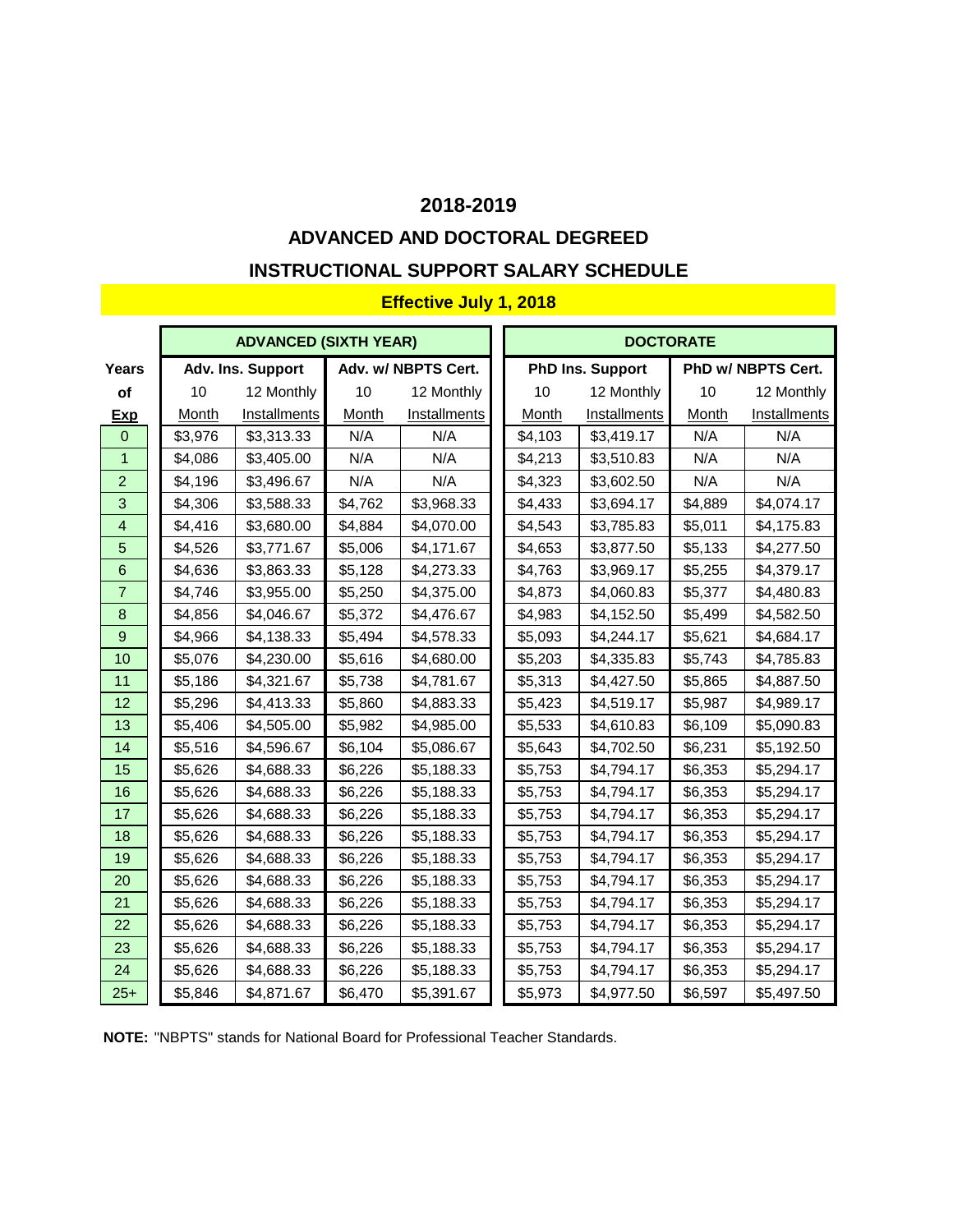# 2018-2019

## ADVANCED AND DOCTORAL DEGREED

## INSTRUCTIONAL SUPPORT SALARY SCHEDULE

**Effective July 1, 2018**

| Years of Exp | ADVANCED (SIXTH YEAR) | | | | DOCTORATE | | | |
|---|---|---|---|---|---|---|---|---|
| | Adv. Ins. Support | | Adv. w/ NBPTS Cert. | | PhD Ins. Support | | PhD w/ NBPTS Cert. | |
| | 10 Month | 12 Monthly Installments | 10 Month | 12 Monthly Installments | 10 Month | 12 Monthly Installments | 10 Month | 12 Monthly Installments |
| 0 | $3,976 | $3,313.33 | N/A | N/A | $4,103 | $3,419.17 | N/A | N/A |
| 1 | $4,086 | $3,405.00 | N/A | N/A | $4,213 | $3,510.83 | N/A | N/A |
| 2 | $4,196 | $3,496.67 | N/A | N/A | $4,323 | $3,602.50 | N/A | N/A |
| 3 | $4,306 | $3,588.33 | $4,762 | $3,968.33 | $4,433 | $3,694.17 | $4,889 | $4,074.17 |
| 4 | $4,416 | $3,680.00 | $4,884 | $4,070.00 | $4,543 | $3,785.83 | $5,011 | $4,175.83 |
| 5 | $4,526 | $3,771.67 | $5,006 | $4,171.67 | $4,653 | $3,877.50 | $5,133 | $4,277.50 |
| 6 | $4,636 | $3,863.33 | $5,128 | $4,273.33 | $4,763 | $3,969.17 | $5,255 | $4,379.17 |
| 7 | $4,746 | $3,955.00 | $5,250 | $4,375.00 | $4,873 | $4,060.83 | $5,377 | $4,480.83 |
| 8 | $4,856 | $4,046.67 | $5,372 | $4,476.67 | $4,983 | $4,152.50 | $5,499 | $4,582.50 |
| 9 | $4,966 | $4,138.33 | $5,494 | $4,578.33 | $5,093 | $4,244.17 | $5,621 | $4,684.17 |
| 10 | $5,076 | $4,230.00 | $5,616 | $4,680.00 | $5,203 | $4,335.83 | $5,743 | $4,785.83 |
| 11 | $5,186 | $4,321.67 | $5,738 | $4,781.67 | $5,313 | $4,427.50 | $5,865 | $4,887.50 |
| 12 | $5,296 | $4,413.33 | $5,860 | $4,883.33 | $5,423 | $4,519.17 | $5,987 | $4,989.17 |
| 13 | $5,406 | $4,505.00 | $5,982 | $4,985.00 | $5,533 | $4,610.83 | $6,109 | $5,090.83 |
| 14 | $5,516 | $4,596.67 | $6,104 | $5,086.67 | $5,643 | $4,702.50 | $6,231 | $5,192.50 |
| 15 | $5,626 | $4,688.33 | $6,226 | $5,188.33 | $5,753 | $4,794.17 | $6,353 | $5,294.17 |
| 16 | $5,626 | $4,688.33 | $6,226 | $5,188.33 | $5,753 | $4,794.17 | $6,353 | $5,294.17 |
| 17 | $5,626 | $4,688.33 | $6,226 | $5,188.33 | $5,753 | $4,794.17 | $6,353 | $5,294.17 |
| 18 | $5,626 | $4,688.33 | $6,226 | $5,188.33 | $5,753 | $4,794.17 | $6,353 | $5,294.17 |
| 19 | $5,626 | $4,688.33 | $6,226 | $5,188.33 | $5,753 | $4,794.17 | $6,353 | $5,294.17 |
| 20 | $5,626 | $4,688.33 | $6,226 | $5,188.33 | $5,753 | $4,794.17 | $6,353 | $5,294.17 |
| 21 | $5,626 | $4,688.33 | $6,226 | $5,188.33 | $5,753 | $4,794.17 | $6,353 | $5,294.17 |
| 22 | $5,626 | $4,688.33 | $6,226 | $5,188.33 | $5,753 | $4,794.17 | $6,353 | $5,294.17 |
| 23 | $5,626 | $4,688.33 | $6,226 | $5,188.33 | $5,753 | $4,794.17 | $6,353 | $5,294.17 |
| 24 | $5,626 | $4,688.33 | $6,226 | $5,188.33 | $5,753 | $4,794.17 | $6,353 | $5,294.17 |
| 25+ | $5,846 | $4,871.67 | $6,470 | $5,391.67 | $5,973 | $4,977.50 | $6,597 | $5,497.50 |

**NOTE:** "NBPTS" stands for National Board for Professional Teacher Standards.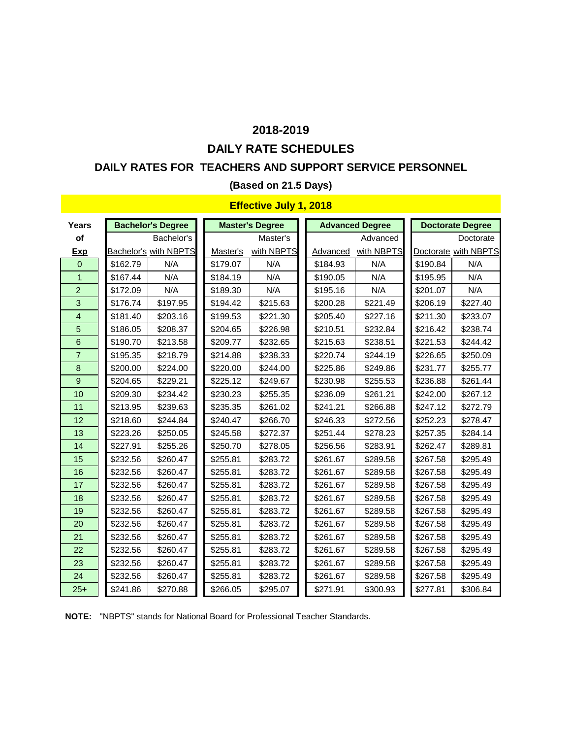# 2018-2019

## DAILY RATE SCHEDULES

### DAILY RATES FOR TEACHERS AND SUPPORT SERVICE PERSONNEL

**(Based on 21.5 Days)**

**Effective July 1, 2018**

| Years of Exp | Bachelor's Degree | | Master's Degree | | Advanced Degree | | Doctorate Degree | |
|---|---|---|---|---|---|---|---|---|
| | Bachelor's | Bachelor's with NBPTS | Master's | Master's with NBPTS | Advanced | Advanced with NBPTS | Doctorate | Doctorate with NBPTS |
| 0 | $162.79 | N/A | $179.07 | N/A | $184.93 | N/A | $190.84 | N/A |
| 1 | $167.44 | N/A | $184.19 | N/A | $190.05 | N/A | $195.95 | N/A |
| 2 | $172.09 | N/A | $189.30 | N/A | $195.16 | N/A | $201.07 | N/A |
| 3 | $176.74 | $197.95 | $194.42 | $215.63 | $200.28 | $221.49 | $206.19 | $227.40 |
| 4 | $181.40 | $203.16 | $199.53 | $221.30 | $205.40 | $227.16 | $211.30 | $233.07 |
| 5 | $186.05 | $208.37 | $204.65 | $226.98 | $210.51 | $232.84 | $216.42 | $238.74 |
| 6 | $190.70 | $213.58 | $209.77 | $232.65 | $215.63 | $238.51 | $221.53 | $244.42 |
| 7 | $195.35 | $218.79 | $214.88 | $238.33 | $220.74 | $244.19 | $226.65 | $250.09 |
| 8 | $200.00 | $224.00 | $220.00 | $244.00 | $225.86 | $249.86 | $231.77 | $255.77 |
| 9 | $204.65 | $229.21 | $225.12 | $249.67 | $230.98 | $255.53 | $236.88 | $261.44 |
| 10 | $209.30 | $234.42 | $230.23 | $255.35 | $236.09 | $261.21 | $242.00 | $267.12 |
| 11 | $213.95 | $239.63 | $235.35 | $261.02 | $241.21 | $266.88 | $247.12 | $272.79 |
| 12 | $218.60 | $244.84 | $240.47 | $266.70 | $246.33 | $272.56 | $252.23 | $278.47 |
| 13 | $223.26 | $250.05 | $245.58 | $272.37 | $251.44 | $278.23 | $257.35 | $284.14 |
| 14 | $227.91 | $255.26 | $250.70 | $278.05 | $256.56 | $283.91 | $262.47 | $289.81 |
| 15 | $232.56 | $260.47 | $255.81 | $283.72 | $261.67 | $289.58 | $267.58 | $295.49 |
| 16 | $232.56 | $260.47 | $255.81 | $283.72 | $261.67 | $289.58 | $267.58 | $295.49 |
| 17 | $232.56 | $260.47 | $255.81 | $283.72 | $261.67 | $289.58 | $267.58 | $295.49 |
| 18 | $232.56 | $260.47 | $255.81 | $283.72 | $261.67 | $289.58 | $267.58 | $295.49 |
| 19 | $232.56 | $260.47 | $255.81 | $283.72 | $261.67 | $289.58 | $267.58 | $295.49 |
| 20 | $232.56 | $260.47 | $255.81 | $283.72 | $261.67 | $289.58 | $267.58 | $295.49 |
| 21 | $232.56 | $260.47 | $255.81 | $283.72 | $261.67 | $289.58 | $267.58 | $295.49 |
| 22 | $232.56 | $260.47 | $255.81 | $283.72 | $261.67 | $289.58 | $267.58 | $295.49 |
| 23 | $232.56 | $260.47 | $255.81 | $283.72 | $261.67 | $289.58 | $267.58 | $295.49 |
| 24 | $232.56 | $260.47 | $255.81 | $283.72 | $261.67 | $289.58 | $267.58 | $295.49 |
| 25+ | $241.86 | $270.88 | $266.05 | $295.07 | $271.91 | $300.93 | $277.81 | $306.84 |

**NOTE:** "NBPTS" stands for National Board for Professional Teacher Standards.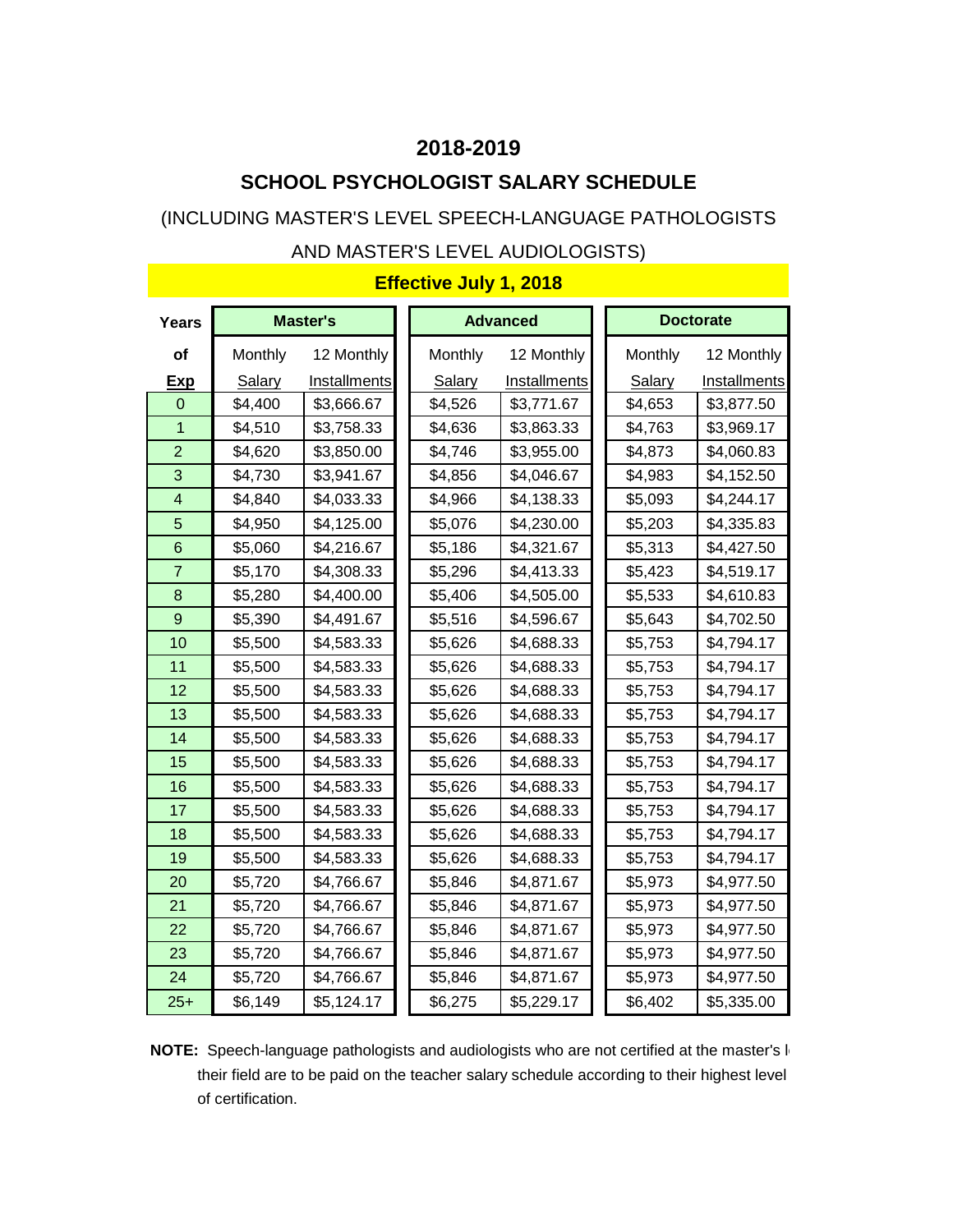# 2018-2019

## SCHOOL PSYCHOLOGIST SALARY SCHEDULE

(INCLUDING MASTER'S LEVEL SPEECH-LANGUAGE PATHOLOGISTS AND MASTER'S LEVEL AUDIOLOGISTS)

**Effective July 1, 2018**

| Years of Exp | Master's | | Advanced | | Doctorate | |
|---|---|---|---|---|---|---|
| | Monthly Salary | 12 Monthly Installments | Monthly Salary | 12 Monthly Installments | Monthly Salary | 12 Monthly Installments |
| 0 | $4,400 | $3,666.67 | $4,526 | $3,771.67 | $4,653 | $3,877.50 |
| 1 | $4,510 | $3,758.33 | $4,636 | $3,863.33 | $4,763 | $3,969.17 |
| 2 | $4,620 | $3,850.00 | $4,746 | $3,955.00 | $4,873 | $4,060.83 |
| 3 | $4,730 | $3,941.67 | $4,856 | $4,046.67 | $4,983 | $4,152.50 |
| 4 | $4,840 | $4,033.33 | $4,966 | $4,138.33 | $5,093 | $4,244.17 |
| 5 | $4,950 | $4,125.00 | $5,076 | $4,230.00 | $5,203 | $4,335.83 |
| 6 | $5,060 | $4,216.67 | $5,186 | $4,321.67 | $5,313 | $4,427.50 |
| 7 | $5,170 | $4,308.33 | $5,296 | $4,413.33 | $5,423 | $4,519.17 |
| 8 | $5,280 | $4,400.00 | $5,406 | $4,505.00 | $5,533 | $4,610.83 |
| 9 | $5,390 | $4,491.67 | $5,516 | $4,596.67 | $5,643 | $4,702.50 |
| 10 | $5,500 | $4,583.33 | $5,626 | $4,688.33 | $5,753 | $4,794.17 |
| 11 | $5,500 | $4,583.33 | $5,626 | $4,688.33 | $5,753 | $4,794.17 |
| 12 | $5,500 | $4,583.33 | $5,626 | $4,688.33 | $5,753 | $4,794.17 |
| 13 | $5,500 | $4,583.33 | $5,626 | $4,688.33 | $5,753 | $4,794.17 |
| 14 | $5,500 | $4,583.33 | $5,626 | $4,688.33 | $5,753 | $4,794.17 |
| 15 | $5,500 | $4,583.33 | $5,626 | $4,688.33 | $5,753 | $4,794.17 |
| 16 | $5,500 | $4,583.33 | $5,626 | $4,688.33 | $5,753 | $4,794.17 |
| 17 | $5,500 | $4,583.33 | $5,626 | $4,688.33 | $5,753 | $4,794.17 |
| 18 | $5,500 | $4,583.33 | $5,626 | $4,688.33 | $5,753 | $4,794.17 |
| 19 | $5,500 | $4,583.33 | $5,626 | $4,688.33 | $5,753 | $4,794.17 |
| 20 | $5,720 | $4,766.67 | $5,846 | $4,871.67 | $5,973 | $4,977.50 |
| 21 | $5,720 | $4,766.67 | $5,846 | $4,871.67 | $5,973 | $4,977.50 |
| 22 | $5,720 | $4,766.67 | $5,846 | $4,871.67 | $5,973 | $4,977.50 |
| 23 | $5,720 | $4,766.67 | $5,846 | $4,871.67 | $5,973 | $4,977.50 |
| 24 | $5,720 | $4,766.67 | $5,846 | $4,871.67 | $5,973 | $4,977.50 |
| 25+ | $6,149 | $5,124.17 | $6,275 | $5,229.17 | $6,402 | $5,335.00 |

**NOTE:** Speech-language pathologists and audiologists who are not certified at the master's l their field are to be paid on the teacher salary schedule according to their highest level of certification.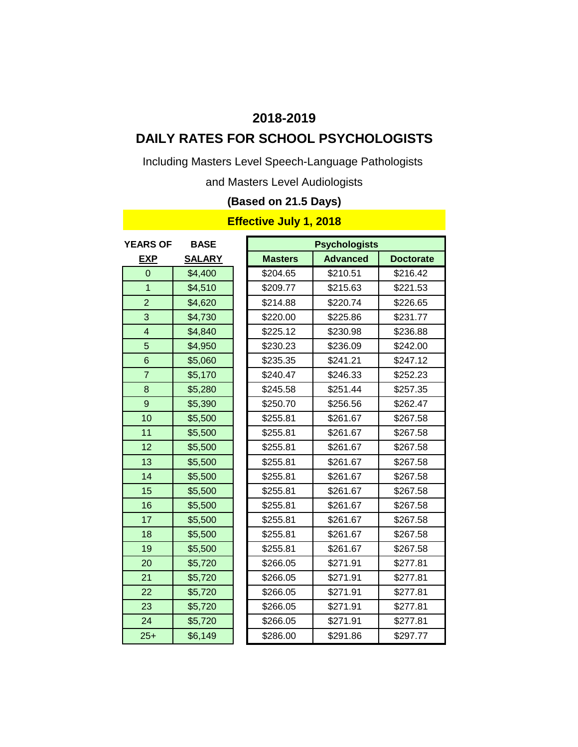# 2018-2019

## DAILY RATES FOR SCHOOL PSYCHOLOGISTS

Including Masters Level Speech-Language Pathologists

and Masters Level Audiologists

**(Based on 21.5 Days)**

**Effective July 1, 2018**

| YEARS OF EXP | BASE SALARY | Psychologists | | |
|---|---|---|---|---|
| | | Masters | Advanced | Doctorate |
| 0 | $4,400 | $204.65 | $210.51 | $216.42 |
| 1 | $4,510 | $209.77 | $215.63 | $221.53 |
| 2 | $4,620 | $214.88 | $220.74 | $226.65 |
| 3 | $4,730 | $220.00 | $225.86 | $231.77 |
| 4 | $4,840 | $225.12 | $230.98 | $236.88 |
| 5 | $4,950 | $230.23 | $236.09 | $242.00 |
| 6 | $5,060 | $235.35 | $241.21 | $247.12 |
| 7 | $5,170 | $240.47 | $246.33 | $252.23 |
| 8 | $5,280 | $245.58 | $251.44 | $257.35 |
| 9 | $5,390 | $250.70 | $256.56 | $262.47 |
| 10 | $5,500 | $255.81 | $261.67 | $267.58 |
| 11 | $5,500 | $255.81 | $261.67 | $267.58 |
| 12 | $5,500 | $255.81 | $261.67 | $267.58 |
| 13 | $5,500 | $255.81 | $261.67 | $267.58 |
| 14 | $5,500 | $255.81 | $261.67 | $267.58 |
| 15 | $5,500 | $255.81 | $261.67 | $267.58 |
| 16 | $5,500 | $255.81 | $261.67 | $267.58 |
| 17 | $5,500 | $255.81 | $261.67 | $267.58 |
| 18 | $5,500 | $255.81 | $261.67 | $267.58 |
| 19 | $5,500 | $255.81 | $261.67 | $267.58 |
| 20 | $5,720 | $266.05 | $271.91 | $277.81 |
| 21 | $5,720 | $266.05 | $271.91 | $277.81 |
| 22 | $5,720 | $266.05 | $271.91 | $277.81 |
| 23 | $5,720 | $266.05 | $271.91 | $277.81 |
| 24 | $5,720 | $266.05 | $271.91 | $277.81 |
| 25+ | $6,149 | $286.00 | $291.86 | $297.77 |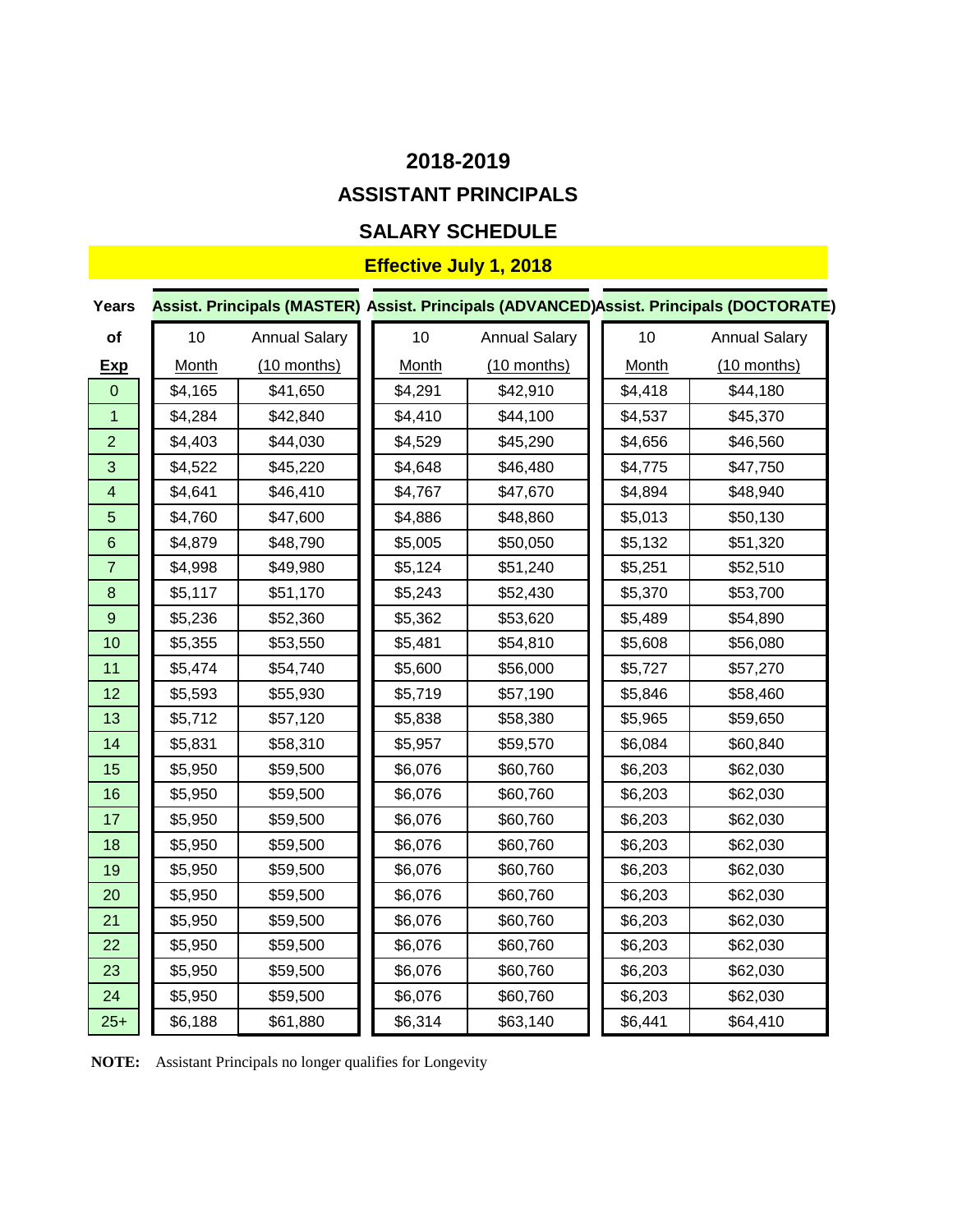# 2018-2019

## ASSISTANT PRINCIPALS

## SALARY SCHEDULE

**Effective July 1, 2018**

| Years of Exp | Assist. Principals (MASTER) | | Assist. Principals (ADVANCED) | | Assist. Principals (DOCTORATE) | |
|---|---|---|---|---|---|---|
| | 10 Month | Annual Salary (10 months) | 10 Month | Annual Salary (10 months) | 10 Month | Annual Salary (10 months) |
| 0 | $4,165 | $41,650 | $4,291 | $42,910 | $4,418 | $44,180 |
| 1 | $4,284 | $42,840 | $4,410 | $44,100 | $4,537 | $45,370 |
| 2 | $4,403 | $44,030 | $4,529 | $45,290 | $4,656 | $46,560 |
| 3 | $4,522 | $45,220 | $4,648 | $46,480 | $4,775 | $47,750 |
| 4 | $4,641 | $46,410 | $4,767 | $47,670 | $4,894 | $48,940 |
| 5 | $4,760 | $47,600 | $4,886 | $48,860 | $5,013 | $50,130 |
| 6 | $4,879 | $48,790 | $5,005 | $50,050 | $5,132 | $51,320 |
| 7 | $4,998 | $49,980 | $5,124 | $51,240 | $5,251 | $52,510 |
| 8 | $5,117 | $51,170 | $5,243 | $52,430 | $5,370 | $53,700 |
| 9 | $5,236 | $52,360 | $5,362 | $53,620 | $5,489 | $54,890 |
| 10 | $5,355 | $53,550 | $5,481 | $54,810 | $5,608 | $56,080 |
| 11 | $5,474 | $54,740 | $5,600 | $56,000 | $5,727 | $57,270 |
| 12 | $5,593 | $55,930 | $5,719 | $57,190 | $5,846 | $58,460 |
| 13 | $5,712 | $57,120 | $5,838 | $58,380 | $5,965 | $59,650 |
| 14 | $5,831 | $58,310 | $5,957 | $59,570 | $6,084 | $60,840 |
| 15 | $5,950 | $59,500 | $6,076 | $60,760 | $6,203 | $62,030 |
| 16 | $5,950 | $59,500 | $6,076 | $60,760 | $6,203 | $62,030 |
| 17 | $5,950 | $59,500 | $6,076 | $60,760 | $6,203 | $62,030 |
| 18 | $5,950 | $59,500 | $6,076 | $60,760 | $6,203 | $62,030 |
| 19 | $5,950 | $59,500 | $6,076 | $60,760 | $6,203 | $62,030 |
| 20 | $5,950 | $59,500 | $6,076 | $60,760 | $6,203 | $62,030 |
| 21 | $5,950 | $59,500 | $6,076 | $60,760 | $6,203 | $62,030 |
| 22 | $5,950 | $59,500 | $6,076 | $60,760 | $6,203 | $62,030 |
| 23 | $5,950 | $59,500 | $6,076 | $60,760 | $6,203 | $62,030 |
| 24 | $5,950 | $59,500 | $6,076 | $60,760 | $6,203 | $62,030 |
| 25+ | $6,188 | $61,880 | $6,314 | $63,140 | $6,441 | $64,410 |

**NOTE:** Assistant Principals no longer qualifies for Longevity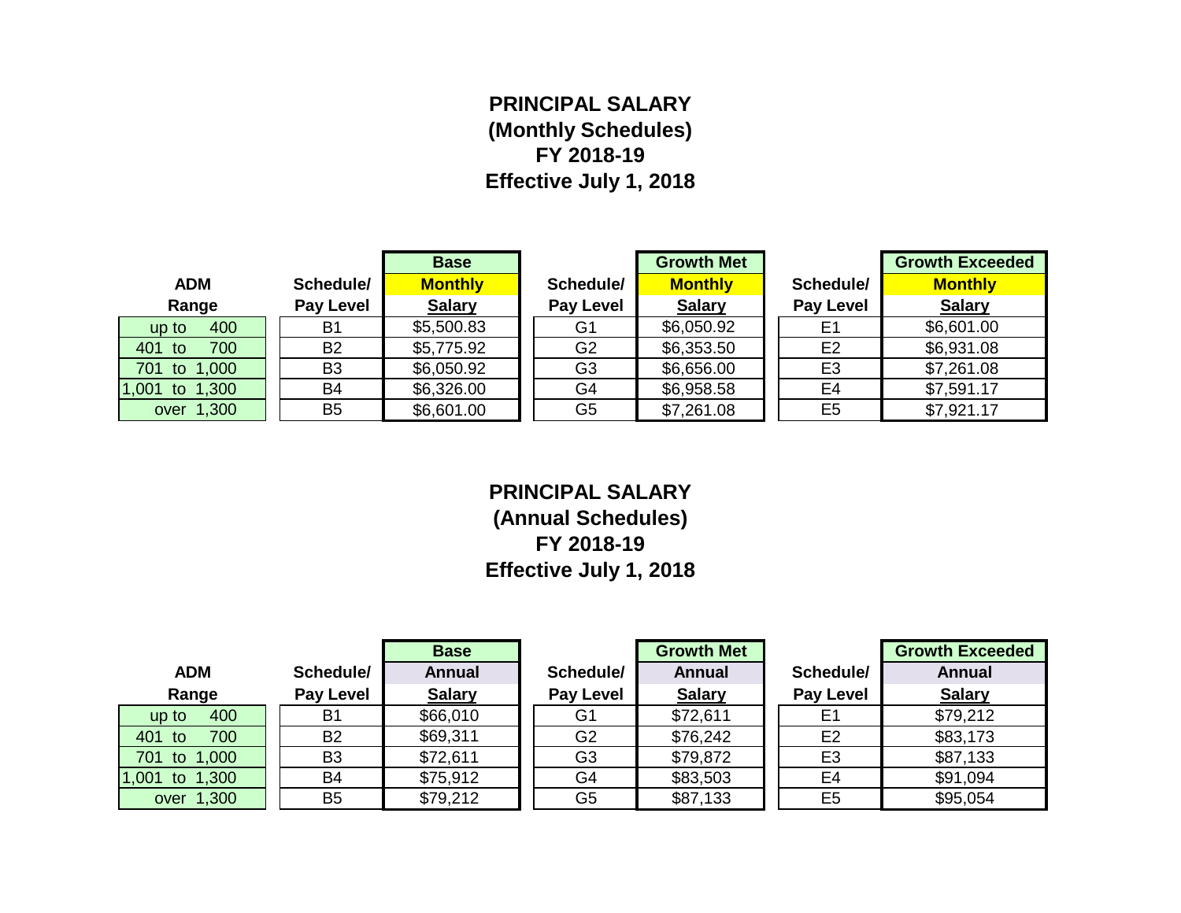# PRINCIPAL SALARY
## (Monthly Schedules)
## FY 2018-19
## Effective July 1, 2018

| ADM Range | Schedule/ Pay Level | Base Monthly Salary | Schedule/ Pay Level | Growth Met Monthly Salary | Schedule/ Pay Level | Growth Exceeded Monthly Salary |
|---|---|---|---|---|---|---|
| up to 400 | B1 | $5,500.83 | G1 | $6,050.92 | E1 | $6,601.00 |
| 401 to 700 | B2 | $5,775.92 | G2 | $6,353.50 | E2 | $6,931.08 |
| 701 to 1,000 | B3 | $6,050.92 | G3 | $6,656.00 | E3 | $7,261.08 |
| 1,001 to 1,300 | B4 | $6,326.00 | G4 | $6,958.58 | E4 | $7,591.17 |
| over 1,300 | B5 | $6,601.00 | G5 | $7,261.08 | E5 | $7,921.17 |

# PRINCIPAL SALARY
## (Annual Schedules)
## FY 2018-19
## Effective July 1, 2018

| ADM Range | Schedule/ Pay Level | Base Annual Salary | Schedule/ Pay Level | Growth Met Annual Salary | Schedule/ Pay Level | Growth Exceeded Annual Salary |
|---|---|---|---|---|---|---|
| up to 400 | B1 | $66,010 | G1 | $72,611 | E1 | $79,212 |
| 401 to 700 | B2 | $69,311 | G2 | $76,242 | E2 | $83,173 |
| 701 to 1,000 | B3 | $72,611 | G3 | $79,872 | E3 | $87,133 |
| 1,001 to 1,300 | B4 | $75,912 | G4 | $83,503 | E4 | $91,094 |
| over 1,300 | B5 | $79,212 | G5 | $87,133 | E5 | $95,054 |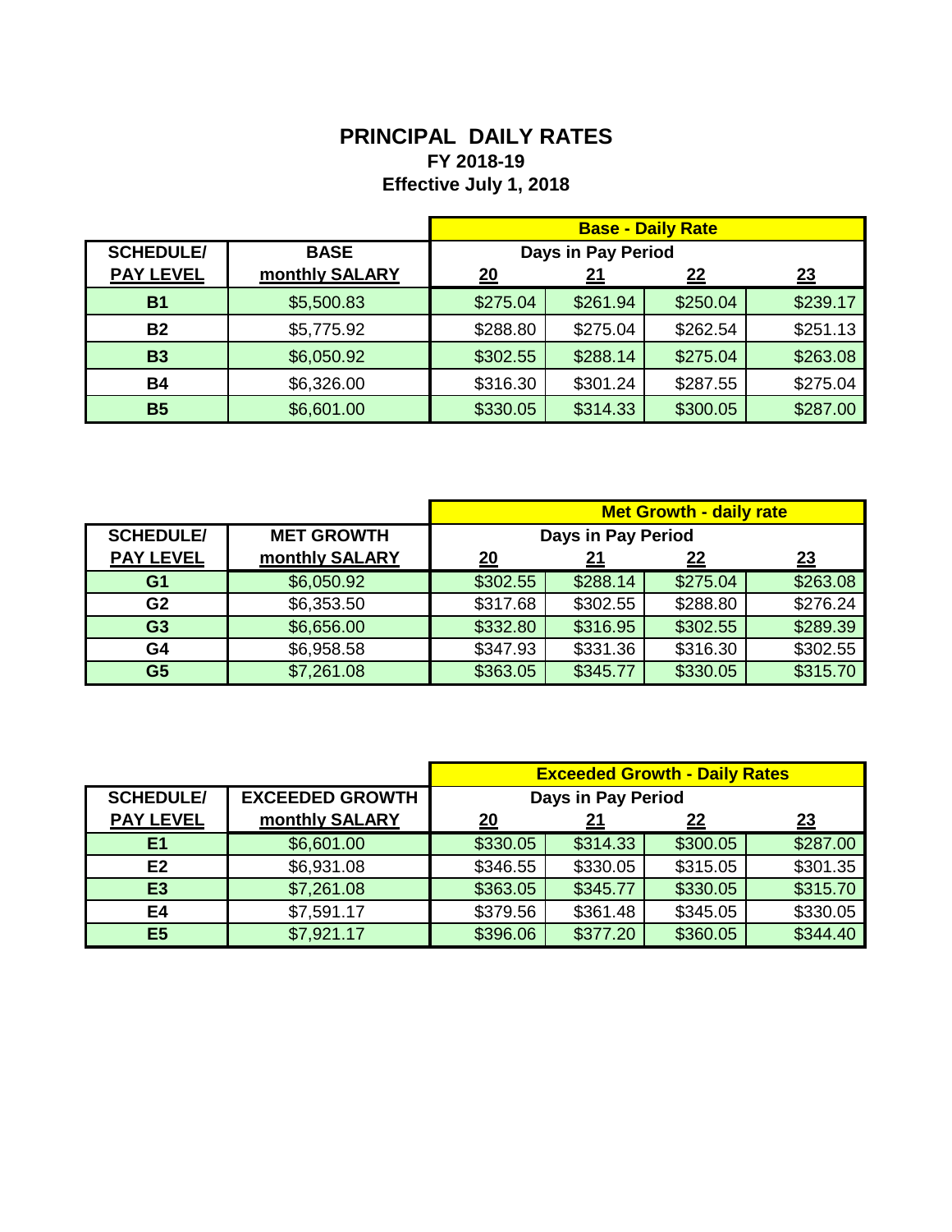# PRINCIPAL DAILY RATES

## FY 2018-19

## Effective July 1, 2018

| SCHEDULE/ PAY LEVEL | BASE monthly SALARY | Base - Daily Rate Days in Pay Period 20 | 21 | 22 | 23 |
|---|---|---|---|---|---|
| B1 | $5,500.83 | $275.04 | $261.94 | $250.04 | $239.17 |
| B2 | $5,775.92 | $288.80 | $275.04 | $262.54 | $251.13 |
| B3 | $6,050.92 | $302.55 | $288.14 | $275.04 | $263.08 |
| B4 | $6,326.00 | $316.30 | $301.24 | $287.55 | $275.04 |
| B5 | $6,601.00 | $330.05 | $314.33 | $300.05 | $287.00 |

| SCHEDULE/ PAY LEVEL | MET GROWTH monthly SALARY | Met Growth - daily rate Days in Pay Period 20 | 21 | 22 | 23 |
|---|---|---|---|---|---|
| G1 | $6,050.92 | $302.55 | $288.14 | $275.04 | $263.08 |
| G2 | $6,353.50 | $317.68 | $302.55 | $288.80 | $276.24 |
| G3 | $6,656.00 | $332.80 | $316.95 | $302.55 | $289.39 |
| G4 | $6,958.58 | $347.93 | $331.36 | $316.30 | $302.55 |
| G5 | $7,261.08 | $363.05 | $345.77 | $330.05 | $315.70 |

| SCHEDULE/ PAY LEVEL | EXCEEDED GROWTH monthly SALARY | Exceeded Growth - Daily Rates Days in Pay Period 20 | 21 | 22 | 23 |
|---|---|---|---|---|---|
| E1 | $6,601.00 | $330.05 | $314.33 | $300.05 | $287.00 |
| E2 | $6,931.08 | $346.55 | $330.05 | $315.05 | $301.35 |
| E3 | $7,261.08 | $363.05 | $345.77 | $330.05 | $315.70 |
| E4 | $7,591.17 | $379.56 | $361.48 | $345.05 | $330.05 |
| E5 | $7,921.17 | $396.06 | $377.20 | $360.05 | $344.40 |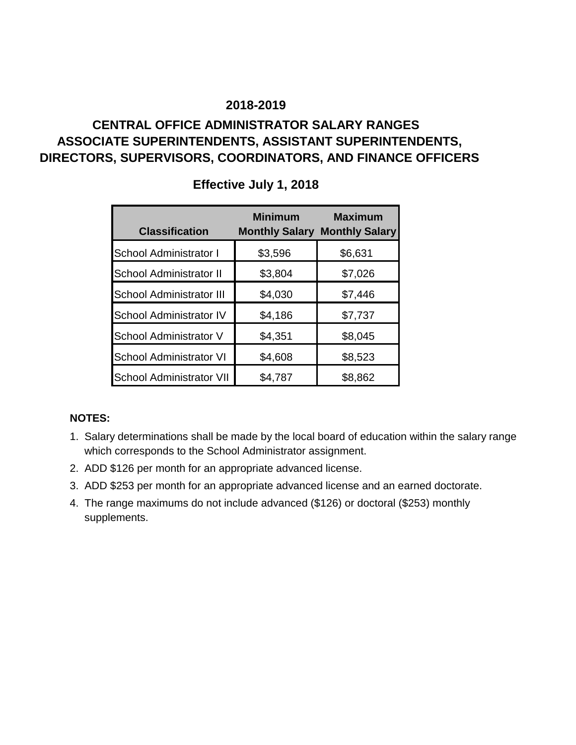## 2018-2019

## CENTRAL OFFICE ADMINISTRATOR SALARY RANGES
## ASSOCIATE SUPERINTENDENTS, ASSISTANT SUPERINTENDENTS, DIRECTORS, SUPERVISORS, COORDINATORS, AND FINANCE OFFICERS

### Effective July 1, 2018

| Classification | Minimum Monthly Salary | Maximum Monthly Salary |
|---|---|---|
| School Administrator I | $3,596 | $6,631 |
| School Administrator II | $3,804 | $7,026 |
| School Administrator III | $4,030 | $7,446 |
| School Administrator IV | $4,186 | $7,737 |
| School Administrator V | $4,351 | $8,045 |
| School Administrator VI | $4,608 | $8,523 |
| School Administrator VII | $4,787 | $8,862 |

**NOTES:**

1. Salary determinations shall be made by the local board of education within the salary range which corresponds to the School Administrator assignment.
2. ADD $126 per month for an appropriate advanced license.
3. ADD $253 per month for an appropriate advanced license and an earned doctorate.
4. The range maximums do not include advanced ($126) or doctoral ($253) monthly supplements.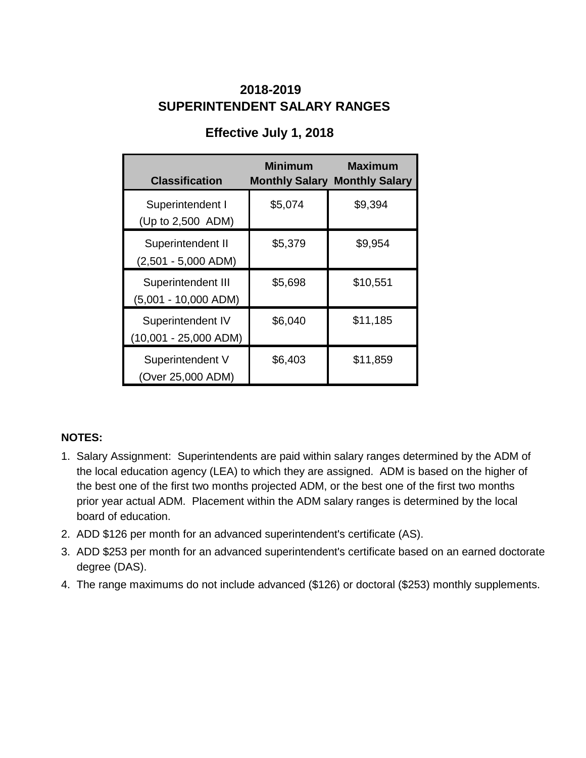# 2018-2019
# SUPERINTENDENT SALARY RANGES

## Effective July 1, 2018

| Classification | Minimum Monthly Salary | Maximum Monthly Salary |
|---|---|---|
| Superintendent I (Up to 2,500 ADM) | $5,074 | $9,394 |
| Superintendent II (2,501 - 5,000 ADM) | $5,379 | $9,954 |
| Superintendent III (5,001 - 10,000 ADM) | $5,698 | $10,551 |
| Superintendent IV (10,001 - 25,000 ADM) | $6,040 | $11,185 |
| Superintendent V (Over 25,000 ADM) | $6,403 | $11,859 |

**NOTES:**

1. Salary Assignment: Superintendents are paid within salary ranges determined by the ADM of the local education agency (LEA) to which they are assigned. ADM is based on the higher of the best one of the first two months projected ADM, or the best one of the first two months prior year actual ADM. Placement within the ADM salary ranges is determined by the local board of education.
2. ADD $126 per month for an advanced superintendent's certificate (AS).
3. ADD $253 per month for an advanced superintendent's certificate based on an earned doctorate degree (DAS).
4. The range maximums do not include advanced ($126) or doctoral ($253) monthly supplements.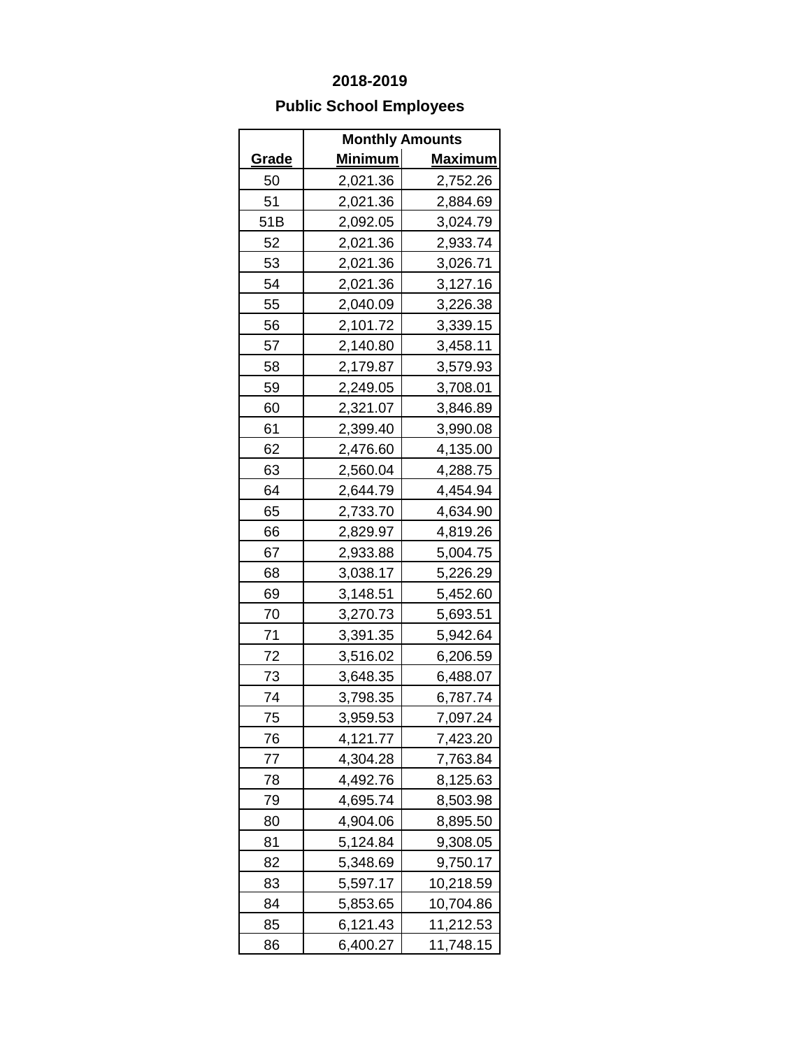## 2018-2019

## Public School Employees

| | Monthly Amounts | |
|---|---|---|
| **Grade** | **Minimum** | **Maximum** |
| 50 | 2,021.36 | 2,752.26 |
| 51 | 2,021.36 | 2,884.69 |
| 51B | 2,092.05 | 3,024.79 |
| 52 | 2,021.36 | 2,933.74 |
| 53 | 2,021.36 | 3,026.71 |
| 54 | 2,021.36 | 3,127.16 |
| 55 | 2,040.09 | 3,226.38 |
| 56 | 2,101.72 | 3,339.15 |
| 57 | 2,140.80 | 3,458.11 |
| 58 | 2,179.87 | 3,579.93 |
| 59 | 2,249.05 | 3,708.01 |
| 60 | 2,321.07 | 3,846.89 |
| 61 | 2,399.40 | 3,990.08 |
| 62 | 2,476.60 | 4,135.00 |
| 63 | 2,560.04 | 4,288.75 |
| 64 | 2,644.79 | 4,454.94 |
| 65 | 2,733.70 | 4,634.90 |
| 66 | 2,829.97 | 4,819.26 |
| 67 | 2,933.88 | 5,004.75 |
| 68 | 3,038.17 | 5,226.29 |
| 69 | 3,148.51 | 5,452.60 |
| 70 | 3,270.73 | 5,693.51 |
| 71 | 3,391.35 | 5,942.64 |
| 72 | 3,516.02 | 6,206.59 |
| 73 | 3,648.35 | 6,488.07 |
| 74 | 3,798.35 | 6,787.74 |
| 75 | 3,959.53 | 7,097.24 |
| 76 | 4,121.77 | 7,423.20 |
| 77 | 4,304.28 | 7,763.84 |
| 78 | 4,492.76 | 8,125.63 |
| 79 | 4,695.74 | 8,503.98 |
| 80 | 4,904.06 | 8,895.50 |
| 81 | 5,124.84 | 9,308.05 |
| 82 | 5,348.69 | 9,750.17 |
| 83 | 5,597.17 | 10,218.59 |
| 84 | 5,853.65 | 10,704.86 |
| 85 | 6,121.43 | 11,212.53 |
| 86 | 6,400.27 | 11,748.15 |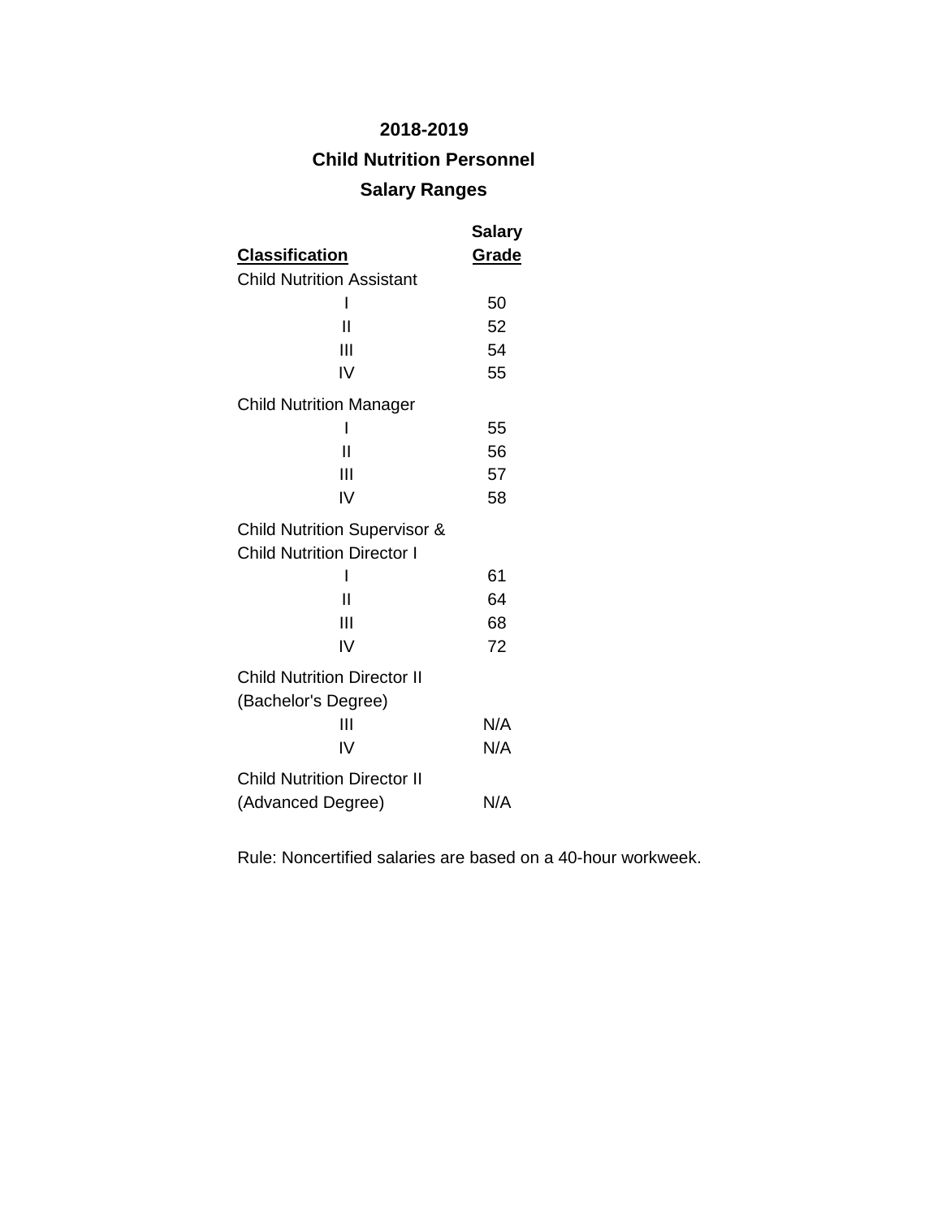# 2018-2019

## Child Nutrition Personnel

## Salary Ranges

| Classification | Salary Grade |
|---|---|
| Child Nutrition Assistant | |
| I | 50 |
| II | 52 |
| III | 54 |
| IV | 55 |
| Child Nutrition Manager | |
| I | 55 |
| II | 56 |
| III | 57 |
| IV | 58 |
| Child Nutrition Supervisor & Child Nutrition Director I | |
| I | 61 |
| II | 64 |
| III | 68 |
| IV | 72 |
| Child Nutrition Director II (Bachelor's Degree) | |
| III | N/A |
| IV | N/A |
| Child Nutrition Director II (Advanced Degree) | N/A |

Rule: Noncertified salaries are based on a 40-hour workweek.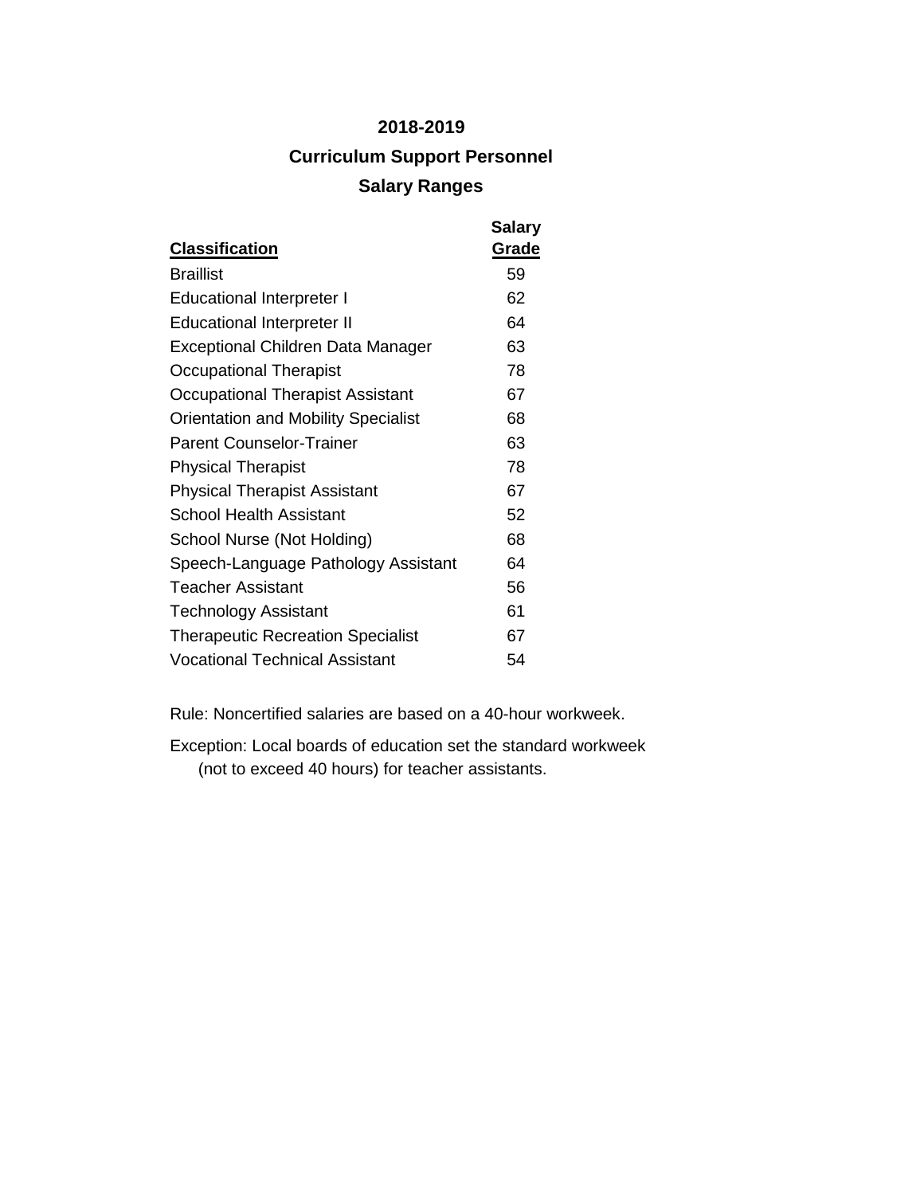# 2018-2019

## Curriculum Support Personnel

## Salary Ranges

| Classification | Salary Grade |
|---|---|
| Braillist | 59 |
| Educational Interpreter I | 62 |
| Educational Interpreter II | 64 |
| Exceptional Children Data Manager | 63 |
| Occupational Therapist | 78 |
| Occupational Therapist Assistant | 67 |
| Orientation and Mobility Specialist | 68 |
| Parent Counselor-Trainer | 63 |
| Physical Therapist | 78 |
| Physical Therapist Assistant | 67 |
| School Health Assistant | 52 |
| School Nurse (Not Holding) | 68 |
| Speech-Language Pathology Assistant | 64 |
| Teacher Assistant | 56 |
| Technology Assistant | 61 |
| Therapeutic Recreation Specialist | 67 |
| Vocational Technical Assistant | 54 |

Rule: Noncertified salaries are based on a 40-hour workweek.

Exception: Local boards of education set the standard workweek (not to exceed 40 hours) for teacher assistants.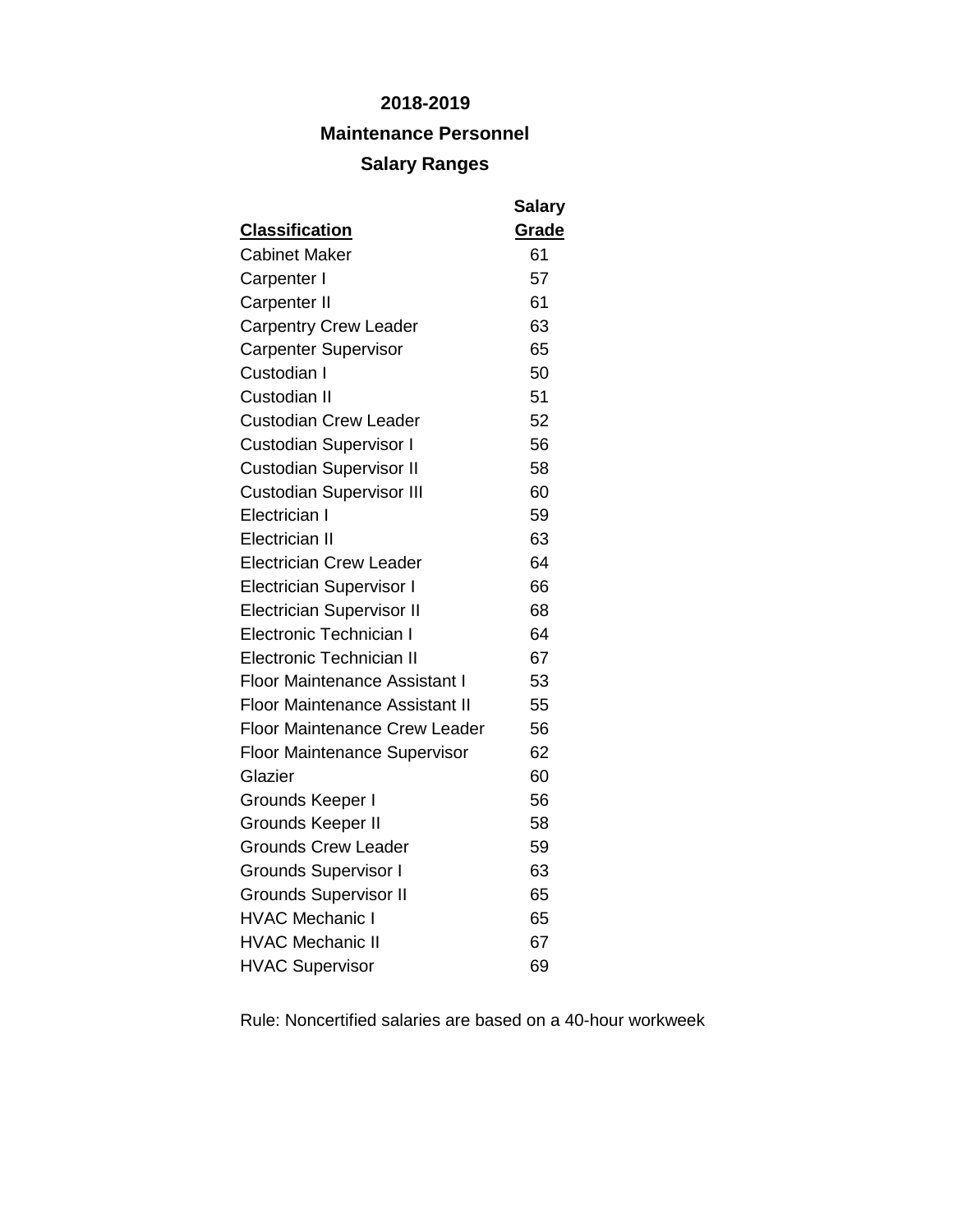**2018-2019**

**Maintenance Personnel**

**Salary Ranges**

| Classification | Salary Grade |
|---|---|
| Cabinet Maker | 61 |
| Carpenter I | 57 |
| Carpenter II | 61 |
| Carpentry Crew Leader | 63 |
| Carpenter Supervisor | 65 |
| Custodian I | 50 |
| Custodian II | 51 |
| Custodian Crew Leader | 52 |
| Custodian Supervisor I | 56 |
| Custodian Supervisor II | 58 |
| Custodian Supervisor III | 60 |
| Electrician I | 59 |
| Electrician II | 63 |
| Electrician Crew Leader | 64 |
| Electrician Supervisor I | 66 |
| Electrician Supervisor II | 68 |
| Electronic Technician I | 64 |
| Electronic Technician II | 67 |
| Floor Maintenance Assistant I | 53 |
| Floor Maintenance Assistant II | 55 |
| Floor Maintenance Crew Leader | 56 |
| Floor Maintenance Supervisor | 62 |
| Glazier | 60 |
| Grounds Keeper I | 56 |
| Grounds Keeper II | 58 |
| Grounds Crew Leader | 59 |
| Grounds Supervisor I | 63 |
| Grounds Supervisor II | 65 |
| HVAC Mechanic I | 65 |
| HVAC Mechanic II | 67 |
| HVAC Supervisor | 69 |

Rule: Noncertified salaries are based on a 40-hour workweek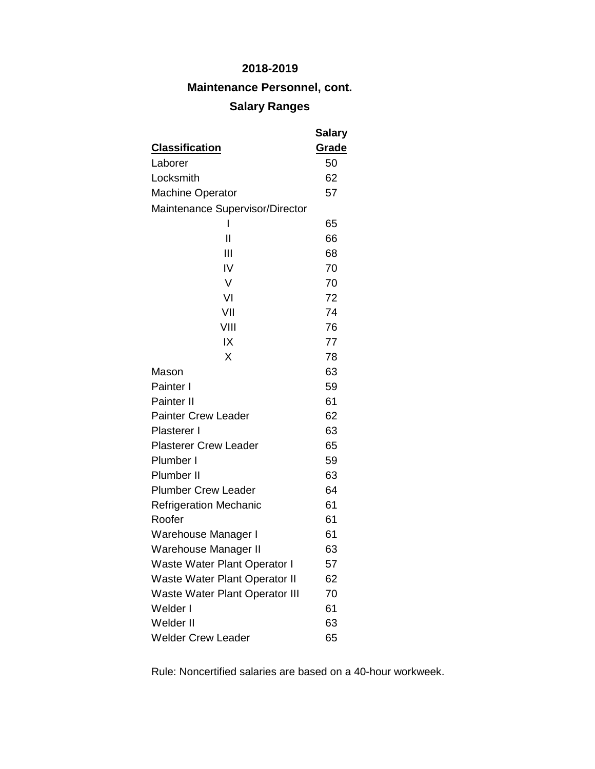## 2018-2019

## Maintenance Personnel, cont.

## Salary Ranges

| Classification | Salary Grade |
|---|---|
| Laborer | 50 |
| Locksmith | 62 |
| Machine Operator | 57 |
| Maintenance Supervisor/Director | |
| I | 65 |
| II | 66 |
| III | 68 |
| IV | 70 |
| V | 70 |
| VI | 72 |
| VII | 74 |
| VIII | 76 |
| IX | 77 |
| X | 78 |
| Mason | 63 |
| Painter I | 59 |
| Painter II | 61 |
| Painter Crew Leader | 62 |
| Plasterer I | 63 |
| Plasterer Crew Leader | 65 |
| Plumber I | 59 |
| Plumber II | 63 |
| Plumber Crew Leader | 64 |
| Refrigeration Mechanic | 61 |
| Roofer | 61 |
| Warehouse Manager I | 61 |
| Warehouse Manager II | 63 |
| Waste Water Plant Operator I | 57 |
| Waste Water Plant Operator II | 62 |
| Waste Water Plant Operator III | 70 |
| Welder I | 61 |
| Welder II | 63 |
| Welder Crew Leader | 65 |

Rule: Noncertified salaries are based on a 40-hour workweek.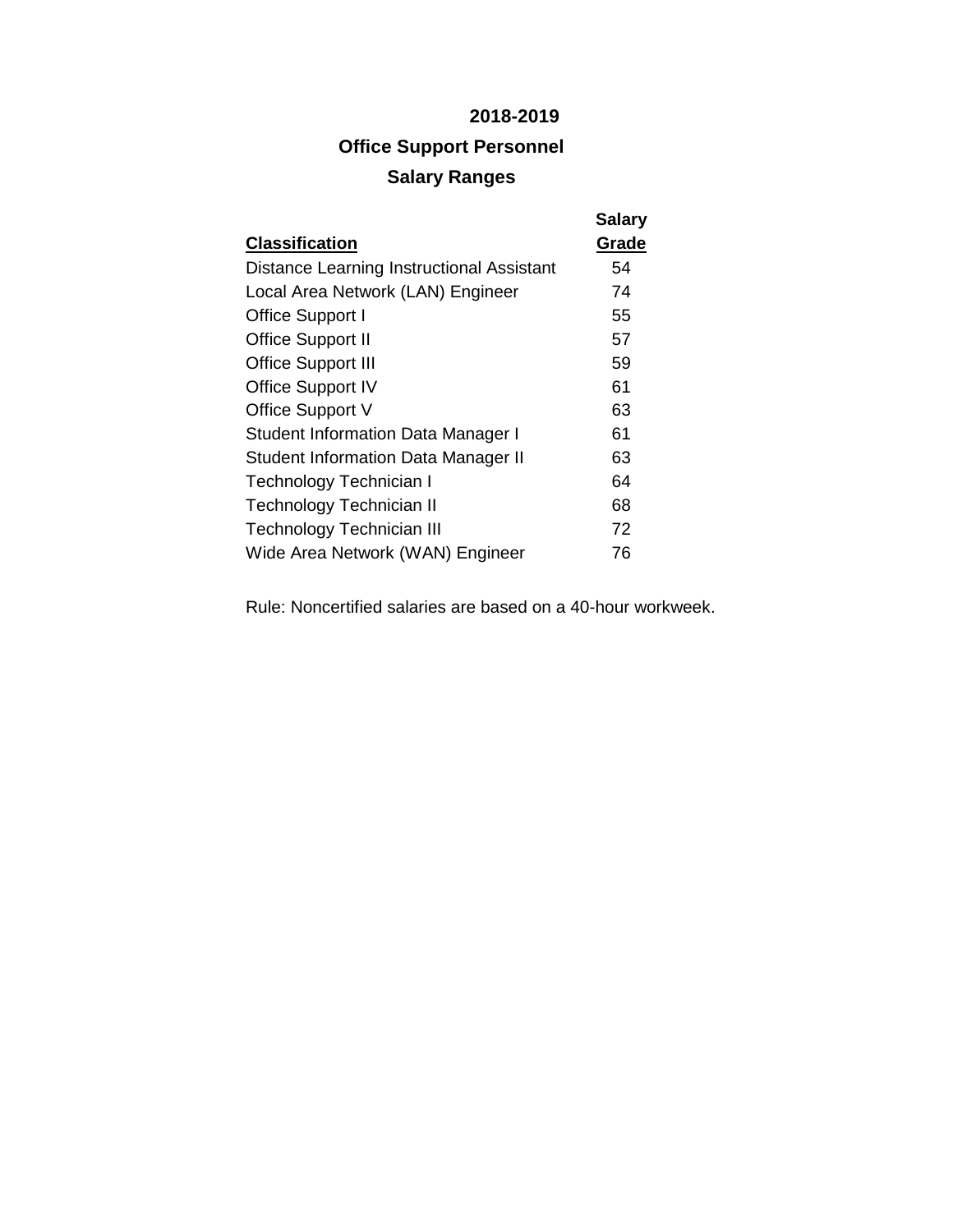# 2018-2019

## Office Support Personnel

## Salary Ranges

| Classification | Salary Grade |
|---|---|
| Distance Learning Instructional Assistant | 54 |
| Local Area Network (LAN) Engineer | 74 |
| Office Support I | 55 |
| Office Support II | 57 |
| Office Support III | 59 |
| Office Support IV | 61 |
| Office Support V | 63 |
| Student Information Data Manager I | 61 |
| Student Information Data Manager II | 63 |
| Technology Technician I | 64 |
| Technology Technician II | 68 |
| Technology Technician III | 72 |
| Wide Area Network (WAN) Engineer | 76 |

Rule: Noncertified salaries are based on a 40-hour workweek.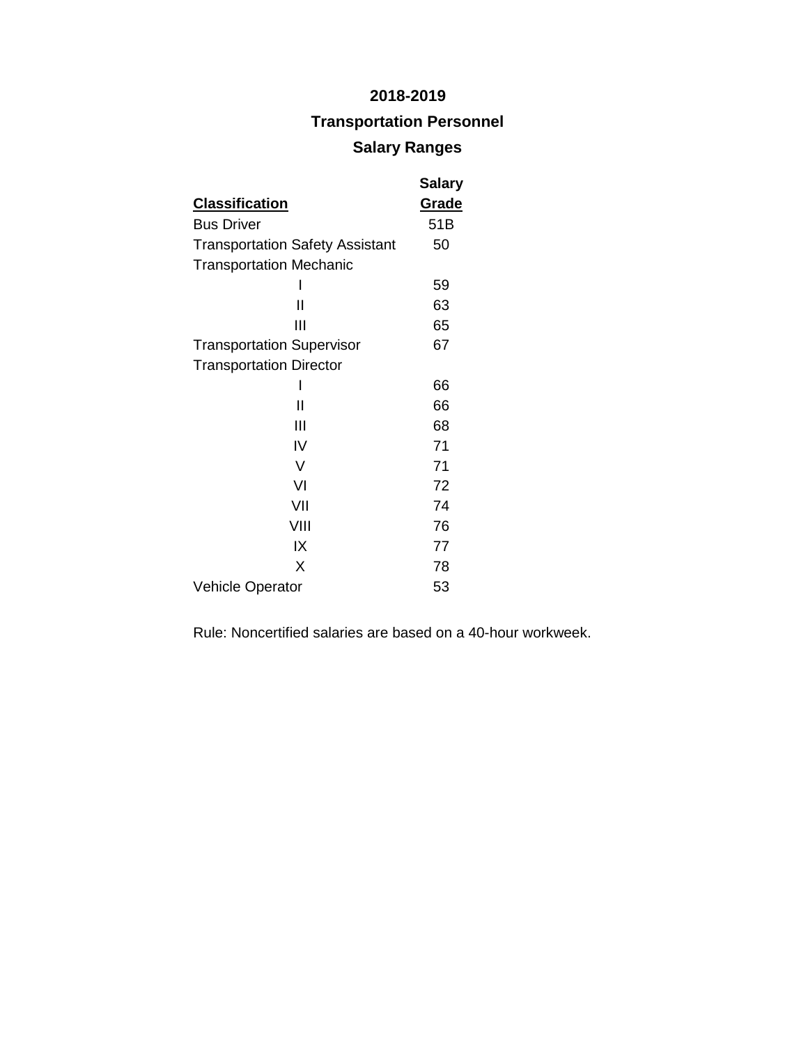# 2018-2019

## Transportation Personnel

## Salary Ranges

| Classification | Salary Grade |
| --- | --- |
| Bus Driver | 51B |
| Transportation Safety Assistant | 50 |
| Transportation Mechanic | |
| I | 59 |
| II | 63 |
| III | 65 |
| Transportation Supervisor | 67 |
| Transportation Director | |
| I | 66 |
| II | 66 |
| III | 68 |
| IV | 71 |
| V | 71 |
| VI | 72 |
| VII | 74 |
| VIII | 76 |
| IX | 77 |
| X | 78 |
| Vehicle Operator | 53 |

Rule: Noncertified salaries are based on a 40-hour workweek.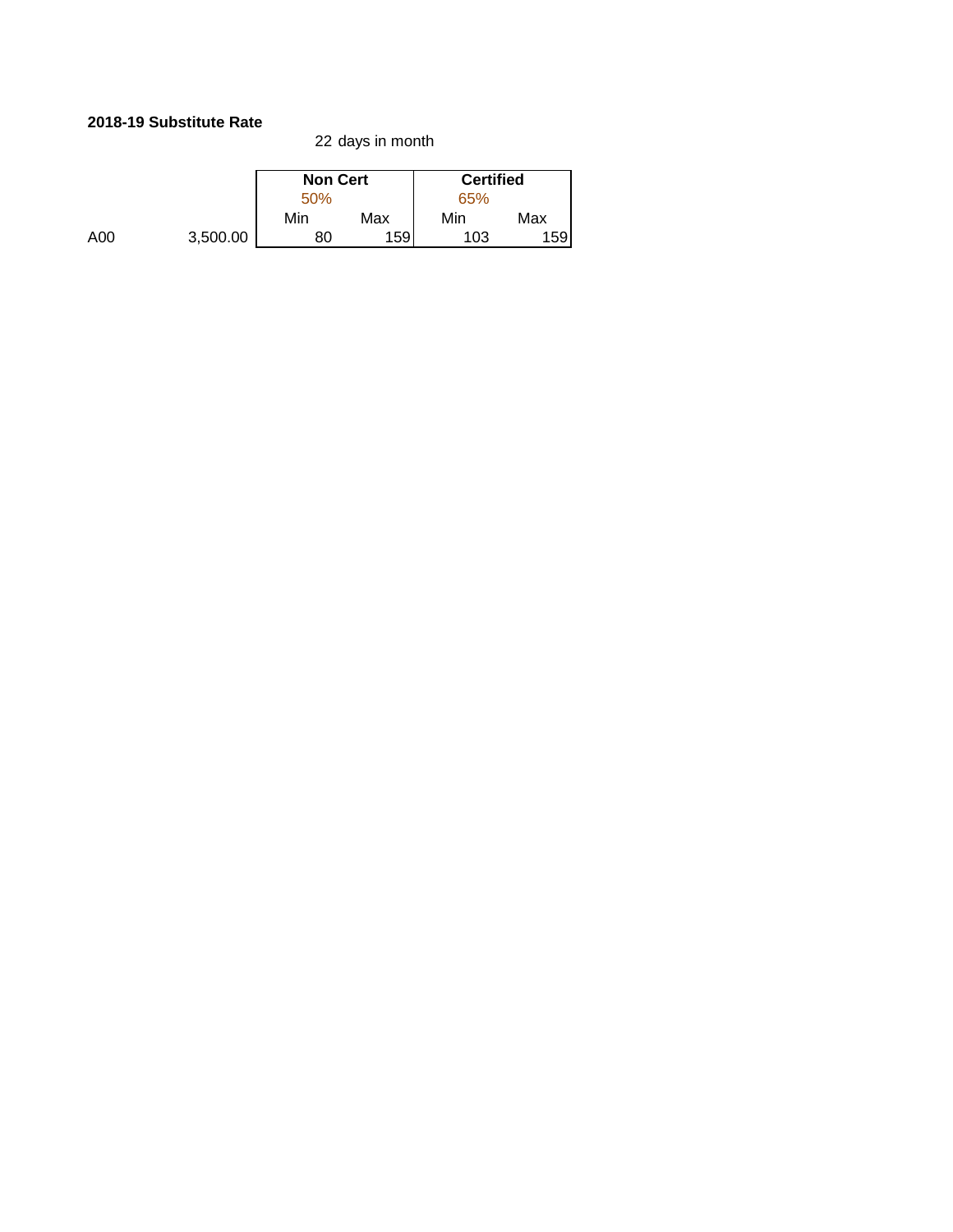**2018-19 Substitute Rate**

22 days in month

| | | Non Cert | | Certified | |
|---|---|---|---|---|---|
| | | 50% | | 65% | |
| | | Min | Max | Min | Max |
| A00 | 3,500.00 | 80 | 159 | 103 | 159 |